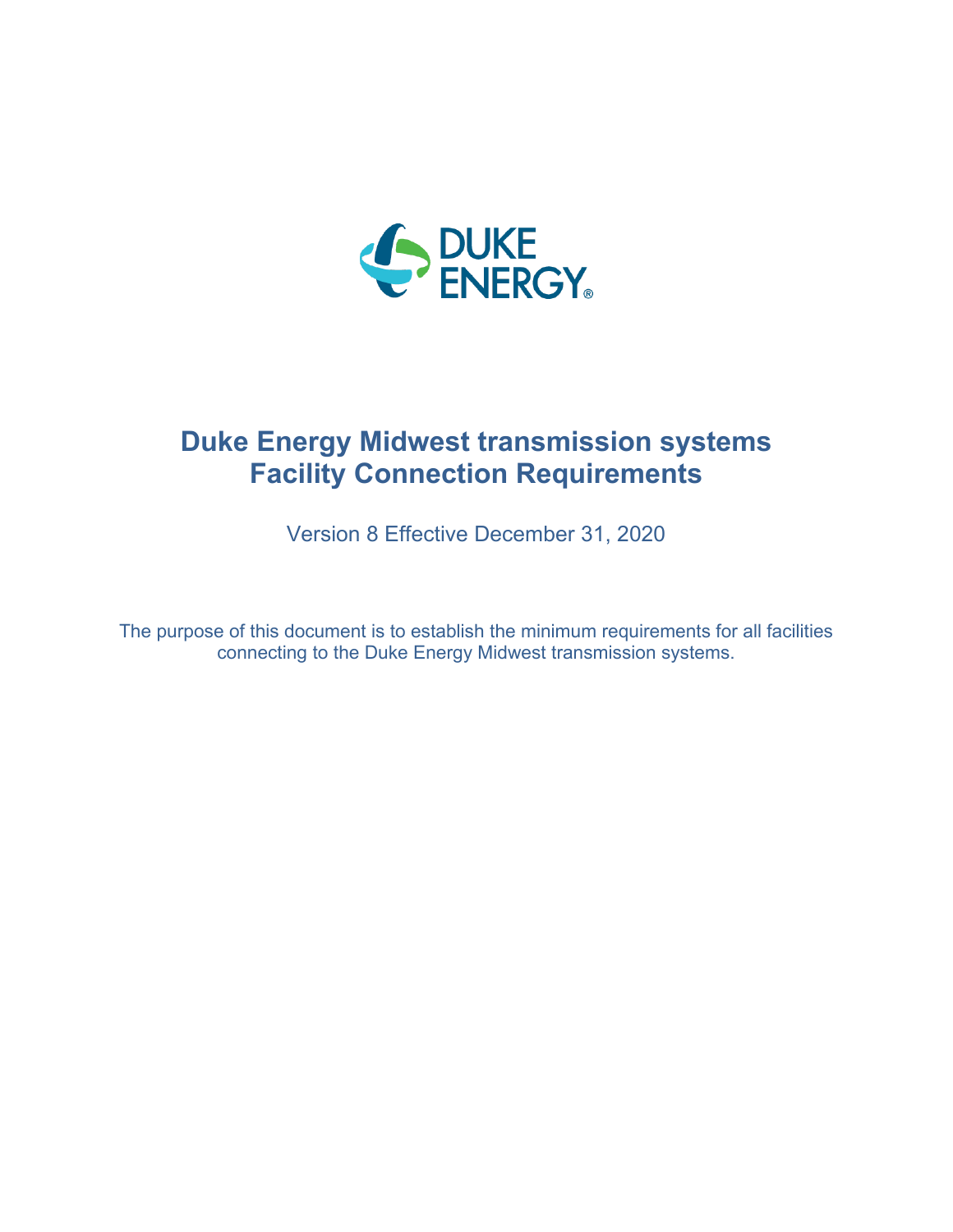# Duke Energy Midwest transmission systems
# Facility Connection Requirements

Version 8 Effective December 31, 2020

The purpose of this document is to establish the minimum requirements for all facilities connecting to the Duke Energy Midwest transmission systems.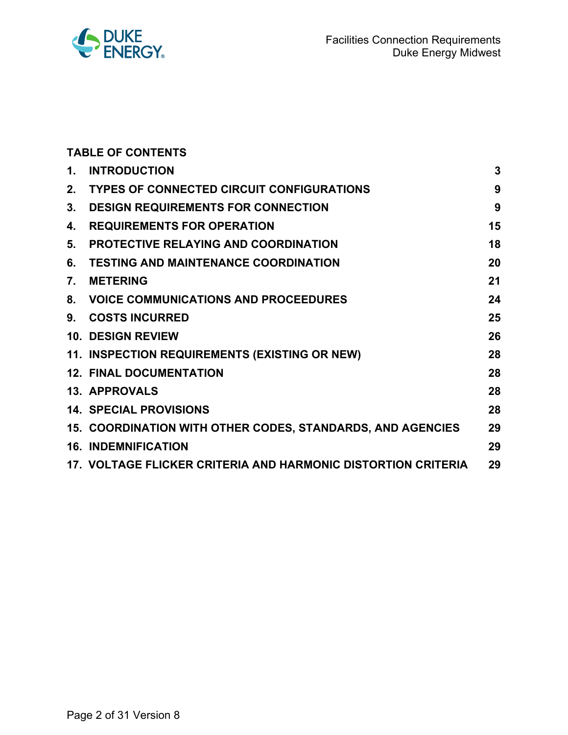**TABLE OF CONTENTS**

| | | |
|---|---|---|
| **1.** | **INTRODUCTION** | **3** |
| **2.** | **TYPES OF CONNECTED CIRCUIT CONFIGURATIONS** | **9** |
| **3.** | **DESIGN REQUIREMENTS FOR CONNECTION** | **9** |
| **4.** | **REQUIREMENTS FOR OPERATION** | **15** |
| **5.** | **PROTECTIVE RELAYING AND COORDINATION** | **18** |
| **6.** | **TESTING AND MAINTENANCE COORDINATION** | **20** |
| **7.** | **METERING** | **21** |
| **8.** | **VOICE COMMUNICATIONS AND PROCEEDURES** | **24** |
| **9.** | **COSTS INCURRED** | **25** |
| **10.** | **DESIGN REVIEW** | **26** |
| **11.** | **INSPECTION REQUIREMENTS (EXISTING OR NEW)** | **28** |
| **12.** | **FINAL DOCUMENTATION** | **28** |
| **13.** | **APPROVALS** | **28** |
| **14.** | **SPECIAL PROVISIONS** | **28** |
| **15.** | **COORDINATION WITH OTHER CODES, STANDARDS, AND AGENCIES** | **29** |
| **16.** | **INDEMNIFICATION** | **29** |
| **17.** | **VOLTAGE FLICKER CRITERIA AND HARMONIC DISTORTION CRITERIA** | **29** |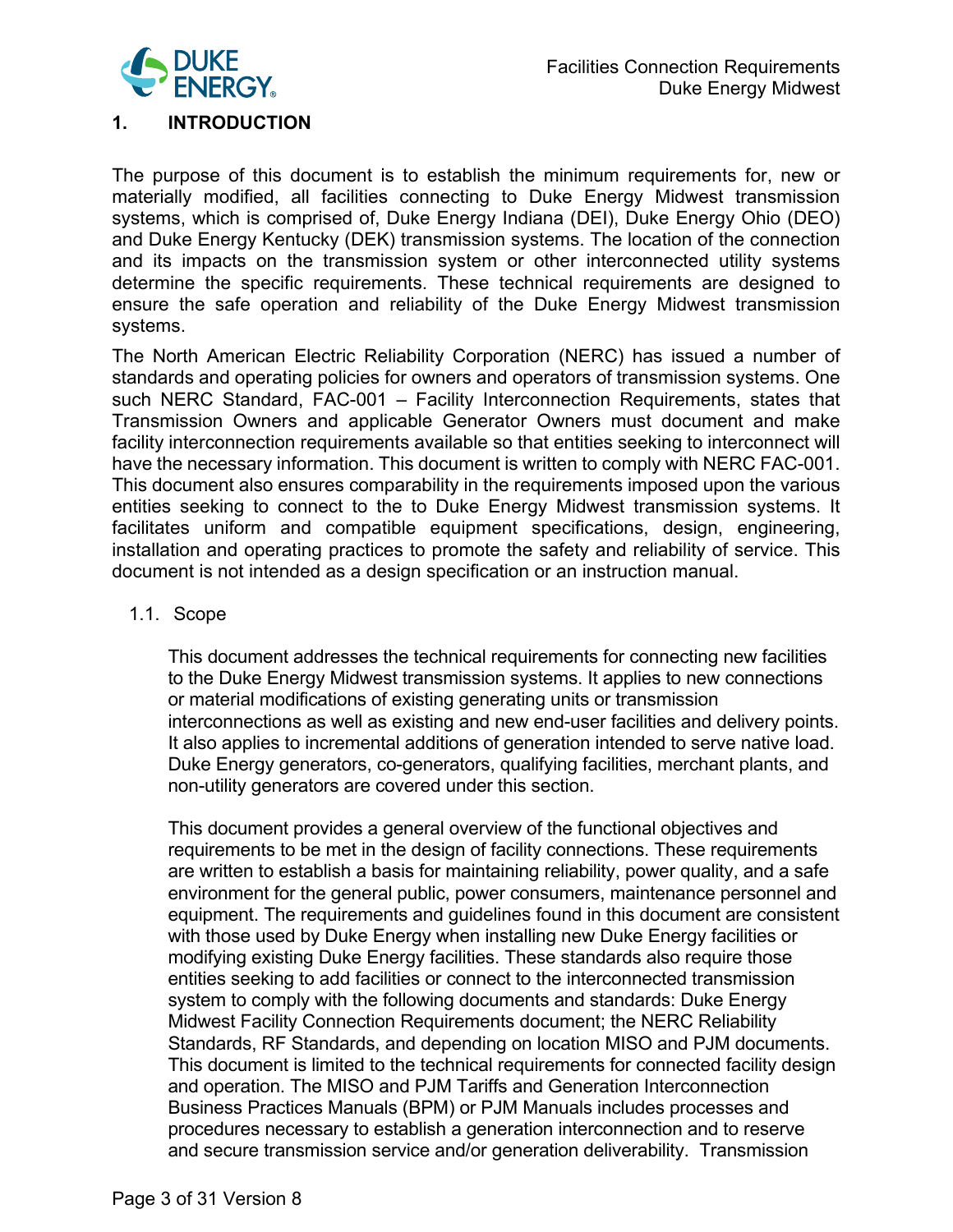# 1. INTRODUCTION

The purpose of this document is to establish the minimum requirements for, new or materially modified, all facilities connecting to Duke Energy Midwest transmission systems, which is comprised of, Duke Energy Indiana (DEI), Duke Energy Ohio (DEO) and Duke Energy Kentucky (DEK) transmission systems. The location of the connection and its impacts on the transmission system or other interconnected utility systems determine the specific requirements. These technical requirements are designed to ensure the safe operation and reliability of the Duke Energy Midwest transmission systems.

The North American Electric Reliability Corporation (NERC) has issued a number of standards and operating policies for owners and operators of transmission systems. One such NERC Standard, FAC-001 – Facility Interconnection Requirements, states that Transmission Owners and applicable Generator Owners must document and make facility interconnection requirements available so that entities seeking to interconnect will have the necessary information. This document is written to comply with NERC FAC-001. This document also ensures comparability in the requirements imposed upon the various entities seeking to connect to the to Duke Energy Midwest transmission systems. It facilitates uniform and compatible equipment specifications, design, engineering, installation and operating practices to promote the safety and reliability of service. This document is not intended as a design specification or an instruction manual.

## 1.1. Scope

This document addresses the technical requirements for connecting new facilities to the Duke Energy Midwest transmission systems. It applies to new connections or material modifications of existing generating units or transmission interconnections as well as existing and new end-user facilities and delivery points. It also applies to incremental additions of generation intended to serve native load. Duke Energy generators, co-generators, qualifying facilities, merchant plants, and non-utility generators are covered under this section.

This document provides a general overview of the functional objectives and requirements to be met in the design of facility connections. These requirements are written to establish a basis for maintaining reliability, power quality, and a safe environment for the general public, power consumers, maintenance personnel and equipment. The requirements and guidelines found in this document are consistent with those used by Duke Energy when installing new Duke Energy facilities or modifying existing Duke Energy facilities. These standards also require those entities seeking to add facilities or connect to the interconnected transmission system to comply with the following documents and standards: Duke Energy Midwest Facility Connection Requirements document; the NERC Reliability Standards, RF Standards, and depending on location MISO and PJM documents. This document is limited to the technical requirements for connected facility design and operation. The MISO and PJM Tariffs and Generation Interconnection Business Practices Manuals (BPM) or PJM Manuals includes processes and procedures necessary to establish a generation interconnection and to reserve and secure transmission service and/or generation deliverability. Transmission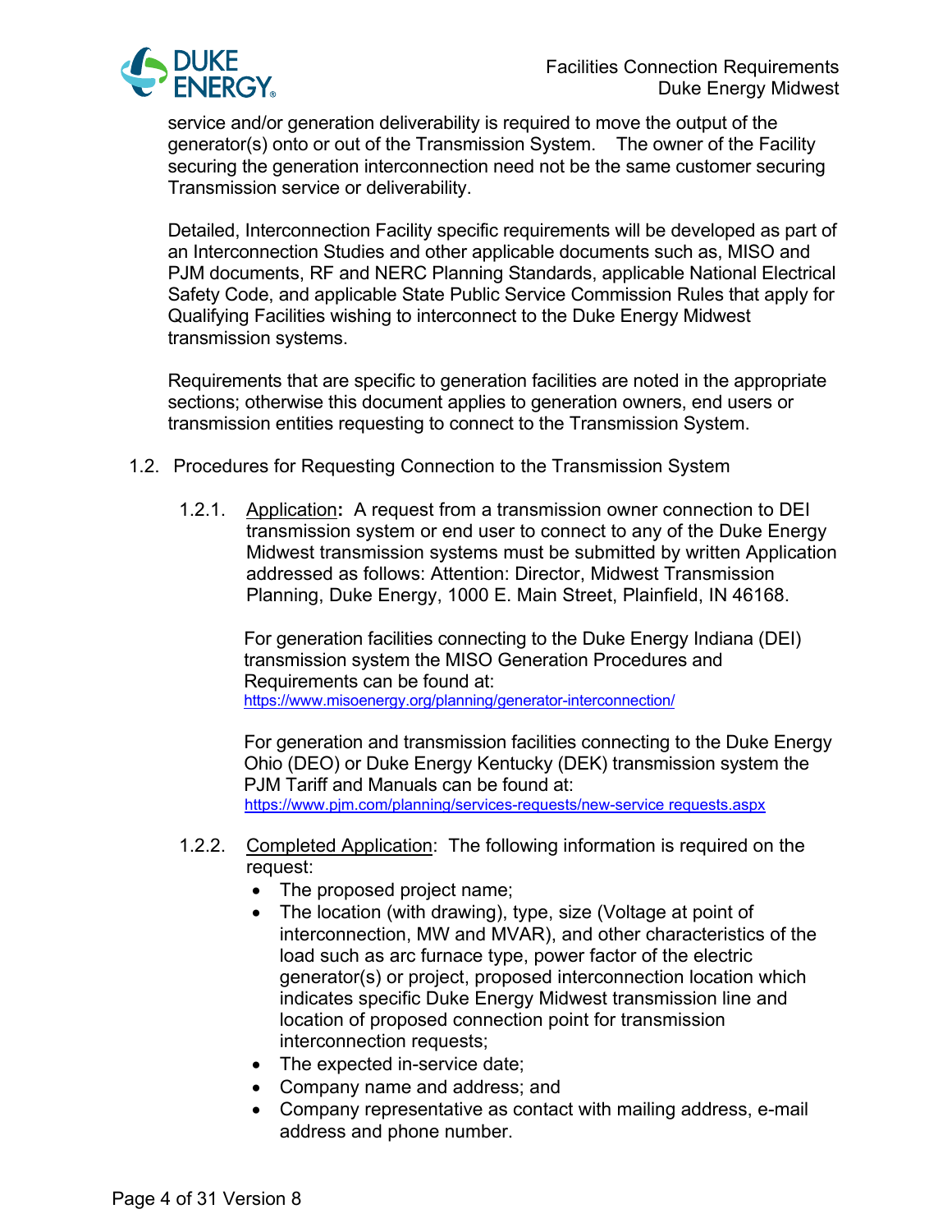service and/or generation deliverability is required to move the output of the generator(s) onto or out of the Transmission System. The owner of the Facility securing the generation interconnection need not be the same customer securing Transmission service or deliverability.

Detailed, Interconnection Facility specific requirements will be developed as part of an Interconnection Studies and other applicable documents such as, MISO and PJM documents, RF and NERC Planning Standards, applicable National Electrical Safety Code, and applicable State Public Service Commission Rules that apply for Qualifying Facilities wishing to interconnect to the Duke Energy Midwest transmission systems.

Requirements that are specific to generation facilities are noted in the appropriate sections; otherwise this document applies to generation owners, end users or transmission entities requesting to connect to the Transmission System.

### 1.2. Procedures for Requesting Connection to the Transmission System

#### 1.2.1. Application

<u>Application</u>**:** A request from a transmission owner connection to DEI transmission system or end user to connect to any of the Duke Energy Midwest transmission systems must be submitted by written Application addressed as follows: Attention: Director, Midwest Transmission Planning, Duke Energy, 1000 E. Main Street, Plainfield, IN 46168.

For generation facilities connecting to the Duke Energy Indiana (DEI) transmission system the MISO Generation Procedures and Requirements can be found at: https://www.misoenergy.org/planning/generator-interconnection/

For generation and transmission facilities connecting to the Duke Energy Ohio (DEO) or Duke Energy Kentucky (DEK) transmission system the PJM Tariff and Manuals can be found at: https://www.pjm.com/planning/services-requests/new-service requests.aspx

#### 1.2.2. Completed Application

<u>Completed Application</u>: The following information is required on the request:

- The proposed project name;
- The location (with drawing), type, size (Voltage at point of interconnection, MW and MVAR), and other characteristics of the load such as arc furnace type, power factor of the electric generator(s) or project, proposed interconnection location which indicates specific Duke Energy Midwest transmission line and location of proposed connection point for transmission interconnection requests;
- The expected in-service date;
- Company name and address; and
- Company representative as contact with mailing address, e-mail address and phone number.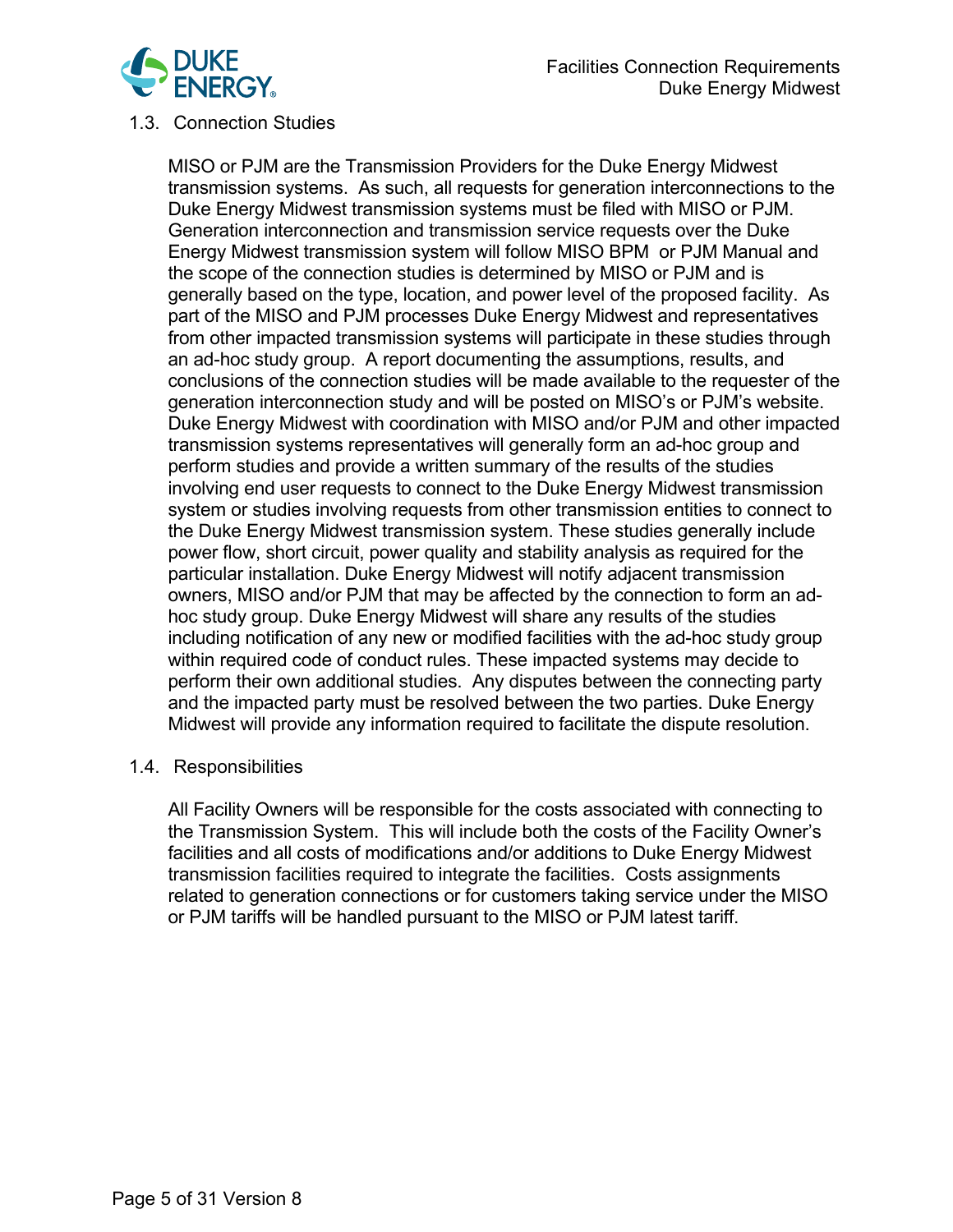## 1.3. Connection Studies

MISO or PJM are the Transmission Providers for the Duke Energy Midwest transmission systems. As such, all requests for generation interconnections to the Duke Energy Midwest transmission systems must be filed with MISO or PJM. Generation interconnection and transmission service requests over the Duke Energy Midwest transmission system will follow MISO BPM or PJM Manual and the scope of the connection studies is determined by MISO or PJM and is generally based on the type, location, and power level of the proposed facility. As part of the MISO and PJM processes Duke Energy Midwest and representatives from other impacted transmission systems will participate in these studies through an ad-hoc study group. A report documenting the assumptions, results, and conclusions of the connection studies will be made available to the requester of the generation interconnection study and will be posted on MISO's or PJM's website. Duke Energy Midwest with coordination with MISO and/or PJM and other impacted transmission systems representatives will generally form an ad-hoc group and perform studies and provide a written summary of the results of the studies involving end user requests to connect to the Duke Energy Midwest transmission system or studies involving requests from other transmission entities to connect to the Duke Energy Midwest transmission system. These studies generally include power flow, short circuit, power quality and stability analysis as required for the particular installation. Duke Energy Midwest will notify adjacent transmission owners, MISO and/or PJM that may be affected by the connection to form an ad-hoc study group. Duke Energy Midwest will share any results of the studies including notification of any new or modified facilities with the ad-hoc study group within required code of conduct rules. These impacted systems may decide to perform their own additional studies. Any disputes between the connecting party and the impacted party must be resolved between the two parties. Duke Energy Midwest will provide any information required to facilitate the dispute resolution.

## 1.4. Responsibilities

All Facility Owners will be responsible for the costs associated with connecting to the Transmission System. This will include both the costs of the Facility Owner's facilities and all costs of modifications and/or additions to Duke Energy Midwest transmission facilities required to integrate the facilities. Costs assignments related to generation connections or for customers taking service under the MISO or PJM tariffs will be handled pursuant to the MISO or PJM latest tariff.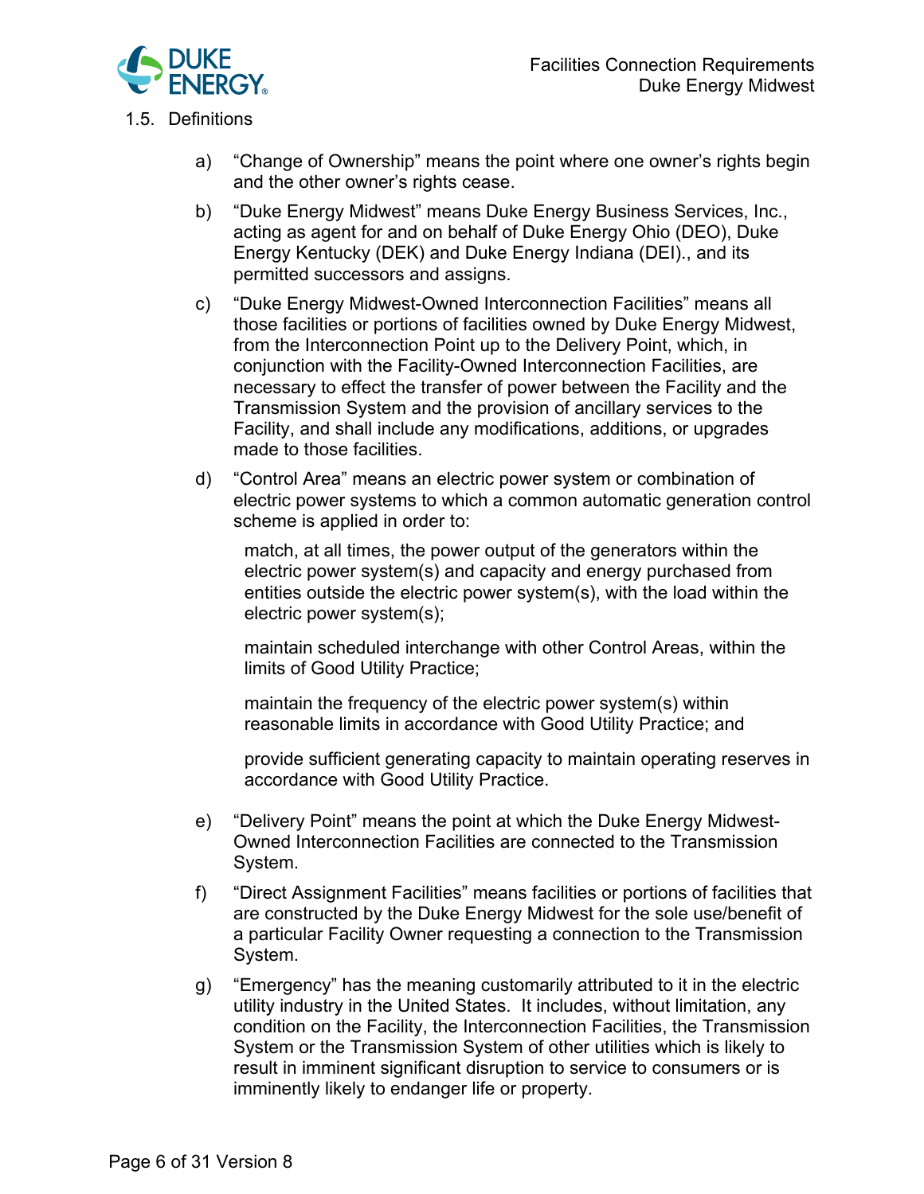## 1.5. Definitions

a) "Change of Ownership" means the point where one owner's rights begin and the other owner's rights cease.

b) "Duke Energy Midwest" means Duke Energy Business Services, Inc., acting as agent for and on behalf of Duke Energy Ohio (DEO), Duke Energy Kentucky (DEK) and Duke Energy Indiana (DEI)., and its permitted successors and assigns.

c) "Duke Energy Midwest-Owned Interconnection Facilities" means all those facilities or portions of facilities owned by Duke Energy Midwest, from the Interconnection Point up to the Delivery Point, which, in conjunction with the Facility-Owned Interconnection Facilities, are necessary to effect the transfer of power between the Facility and the Transmission System and the provision of ancillary services to the Facility, and shall include any modifications, additions, or upgrades made to those facilities.

d) "Control Area" means an electric power system or combination of electric power systems to which a common automatic generation control scheme is applied in order to:

   match, at all times, the power output of the generators within the electric power system(s) and capacity and energy purchased from entities outside the electric power system(s), with the load within the electric power system(s);

   maintain scheduled interchange with other Control Areas, within the limits of Good Utility Practice;

   maintain the frequency of the electric power system(s) within reasonable limits in accordance with Good Utility Practice; and

   provide sufficient generating capacity to maintain operating reserves in accordance with Good Utility Practice.

e) "Delivery Point" means the point at which the Duke Energy Midwest-Owned Interconnection Facilities are connected to the Transmission System.

f) "Direct Assignment Facilities" means facilities or portions of facilities that are constructed by the Duke Energy Midwest for the sole use/benefit of a particular Facility Owner requesting a connection to the Transmission System.

g) "Emergency" has the meaning customarily attributed to it in the electric utility industry in the United States. It includes, without limitation, any condition on the Facility, the Interconnection Facilities, the Transmission System or the Transmission System of other utilities which is likely to result in imminent significant disruption to service to consumers or is imminently likely to endanger life or property.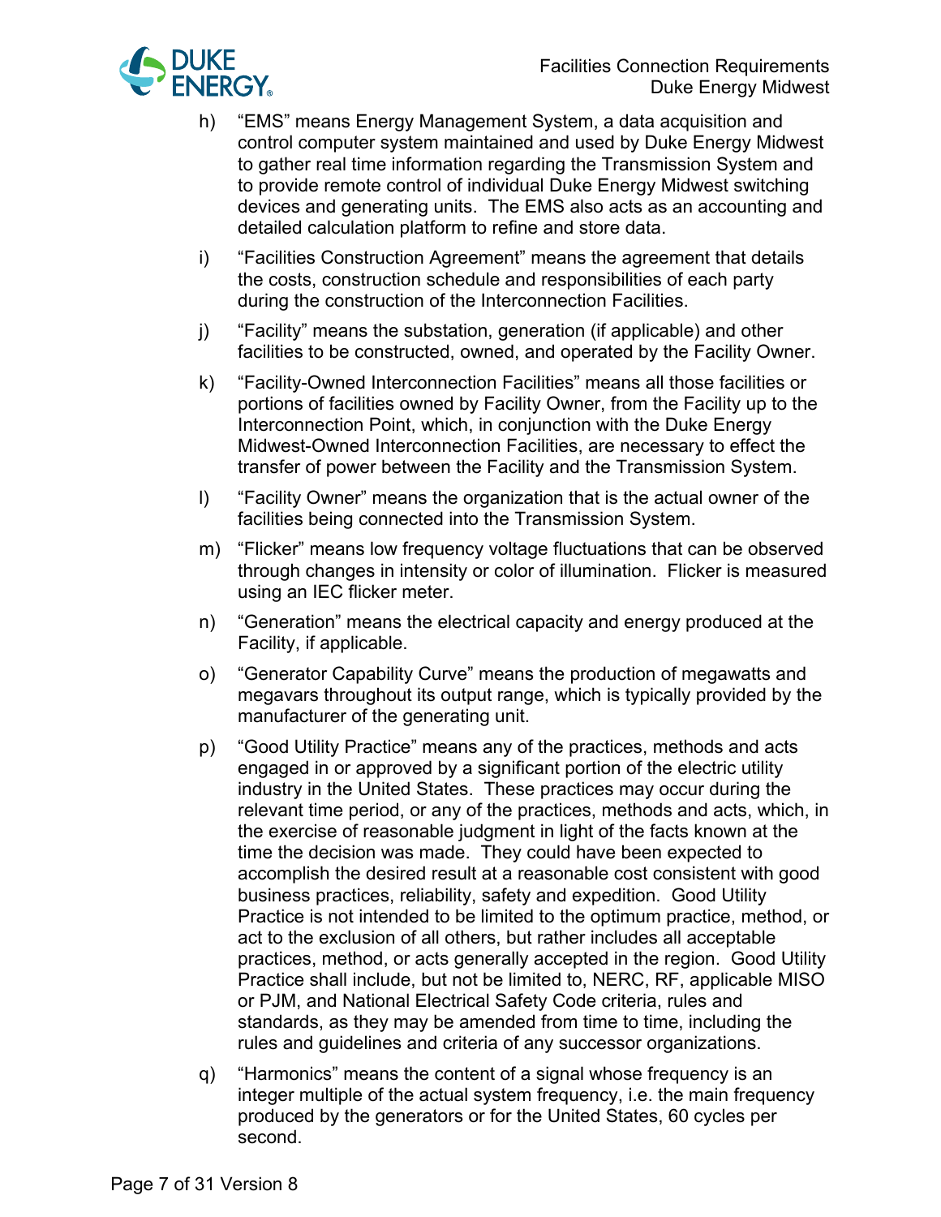h) "EMS" means Energy Management System, a data acquisition and control computer system maintained and used by Duke Energy Midwest to gather real time information regarding the Transmission System and to provide remote control of individual Duke Energy Midwest switching devices and generating units. The EMS also acts as an accounting and detailed calculation platform to refine and store data.

i) "Facilities Construction Agreement" means the agreement that details the costs, construction schedule and responsibilities of each party during the construction of the Interconnection Facilities.

j) "Facility" means the substation, generation (if applicable) and other facilities to be constructed, owned, and operated by the Facility Owner.

k) "Facility-Owned Interconnection Facilities" means all those facilities or portions of facilities owned by Facility Owner, from the Facility up to the Interconnection Point, which, in conjunction with the Duke Energy Midwest-Owned Interconnection Facilities, are necessary to effect the transfer of power between the Facility and the Transmission System.

l) "Facility Owner" means the organization that is the actual owner of the facilities being connected into the Transmission System.

m) "Flicker" means low frequency voltage fluctuations that can be observed through changes in intensity or color of illumination. Flicker is measured using an IEC flicker meter.

n) "Generation" means the electrical capacity and energy produced at the Facility, if applicable.

o) "Generator Capability Curve" means the production of megawatts and megavars throughout its output range, which is typically provided by the manufacturer of the generating unit.

p) "Good Utility Practice" means any of the practices, methods and acts engaged in or approved by a significant portion of the electric utility industry in the United States. These practices may occur during the relevant time period, or any of the practices, methods and acts, which, in the exercise of reasonable judgment in light of the facts known at the time the decision was made. They could have been expected to accomplish the desired result at a reasonable cost consistent with good business practices, reliability, safety and expedition. Good Utility Practice is not intended to be limited to the optimum practice, method, or act to the exclusion of all others, but rather includes all acceptable practices, method, or acts generally accepted in the region. Good Utility Practice shall include, but not be limited to, NERC, RF, applicable MISO or PJM, and National Electrical Safety Code criteria, rules and standards, as they may be amended from time to time, including the rules and guidelines and criteria of any successor organizations.

q) "Harmonics" means the content of a signal whose frequency is an integer multiple of the actual system frequency, i.e. the main frequency produced by the generators or for the United States, 60 cycles per second.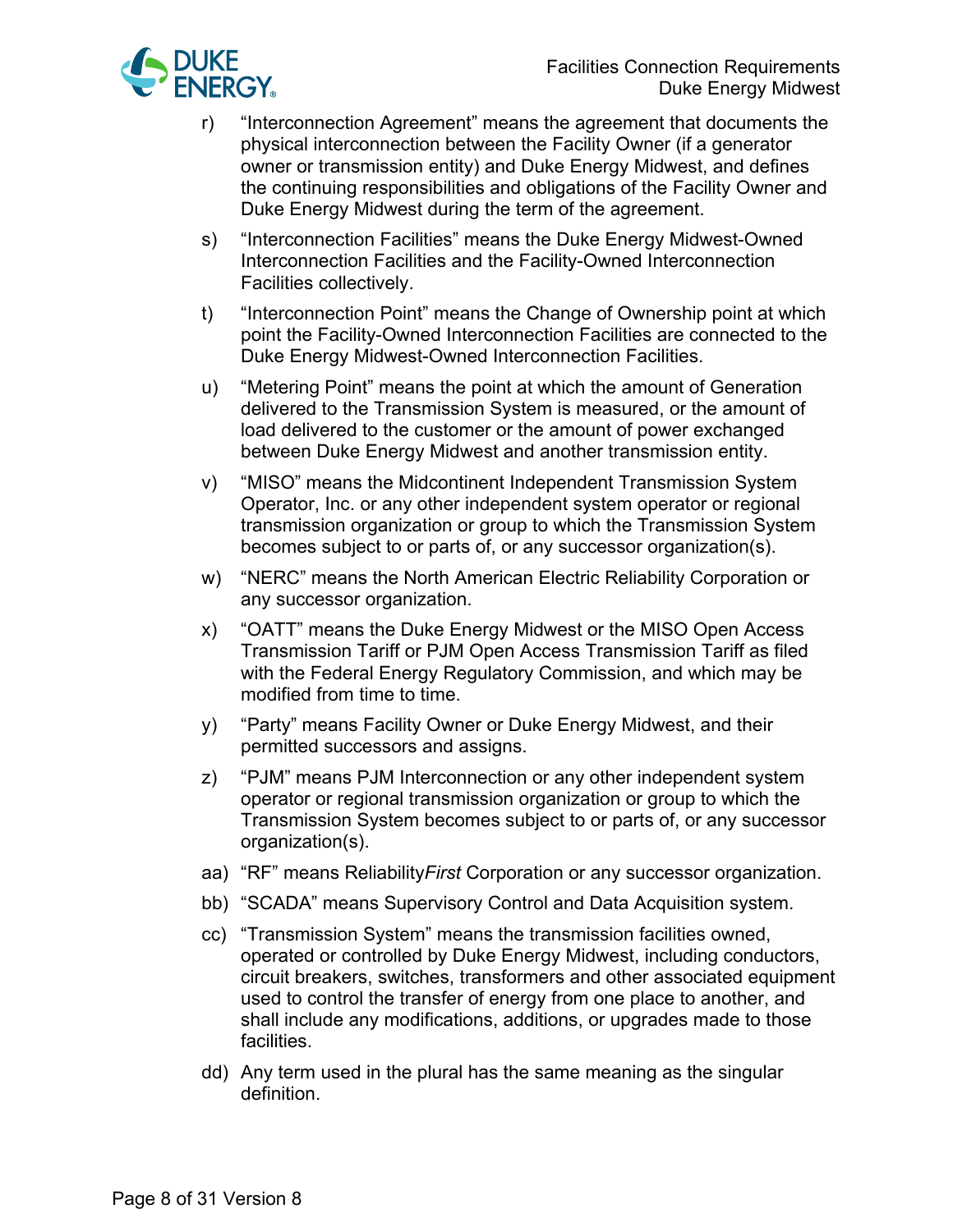r) "Interconnection Agreement" means the agreement that documents the physical interconnection between the Facility Owner (if a generator owner or transmission entity) and Duke Energy Midwest, and defines the continuing responsibilities and obligations of the Facility Owner and Duke Energy Midwest during the term of the agreement.

s) "Interconnection Facilities" means the Duke Energy Midwest-Owned Interconnection Facilities and the Facility-Owned Interconnection Facilities collectively.

t) "Interconnection Point" means the Change of Ownership point at which point the Facility-Owned Interconnection Facilities are connected to the Duke Energy Midwest-Owned Interconnection Facilities.

u) "Metering Point" means the point at which the amount of Generation delivered to the Transmission System is measured, or the amount of load delivered to the customer or the amount of power exchanged between Duke Energy Midwest and another transmission entity.

v) "MISO" means the Midcontinent Independent Transmission System Operator, Inc. or any other independent system operator or regional transmission organization or group to which the Transmission System becomes subject to or parts of, or any successor organization(s).

w) "NERC" means the North American Electric Reliability Corporation or any successor organization.

x) "OATT" means the Duke Energy Midwest or the MISO Open Access Transmission Tariff or PJM Open Access Transmission Tariff as filed with the Federal Energy Regulatory Commission, and which may be modified from time to time.

y) "Party" means Facility Owner or Duke Energy Midwest, and their permitted successors and assigns.

z) "PJM" means PJM Interconnection or any other independent system operator or regional transmission organization or group to which the Transmission System becomes subject to or parts of, or any successor organization(s).

aa) "RF" means Reliability*First* Corporation or any successor organization.

bb) "SCADA" means Supervisory Control and Data Acquisition system.

cc) "Transmission System" means the transmission facilities owned, operated or controlled by Duke Energy Midwest, including conductors, circuit breakers, switches, transformers and other associated equipment used to control the transfer of energy from one place to another, and shall include any modifications, additions, or upgrades made to those facilities.

dd) Any term used in the plural has the same meaning as the singular definition.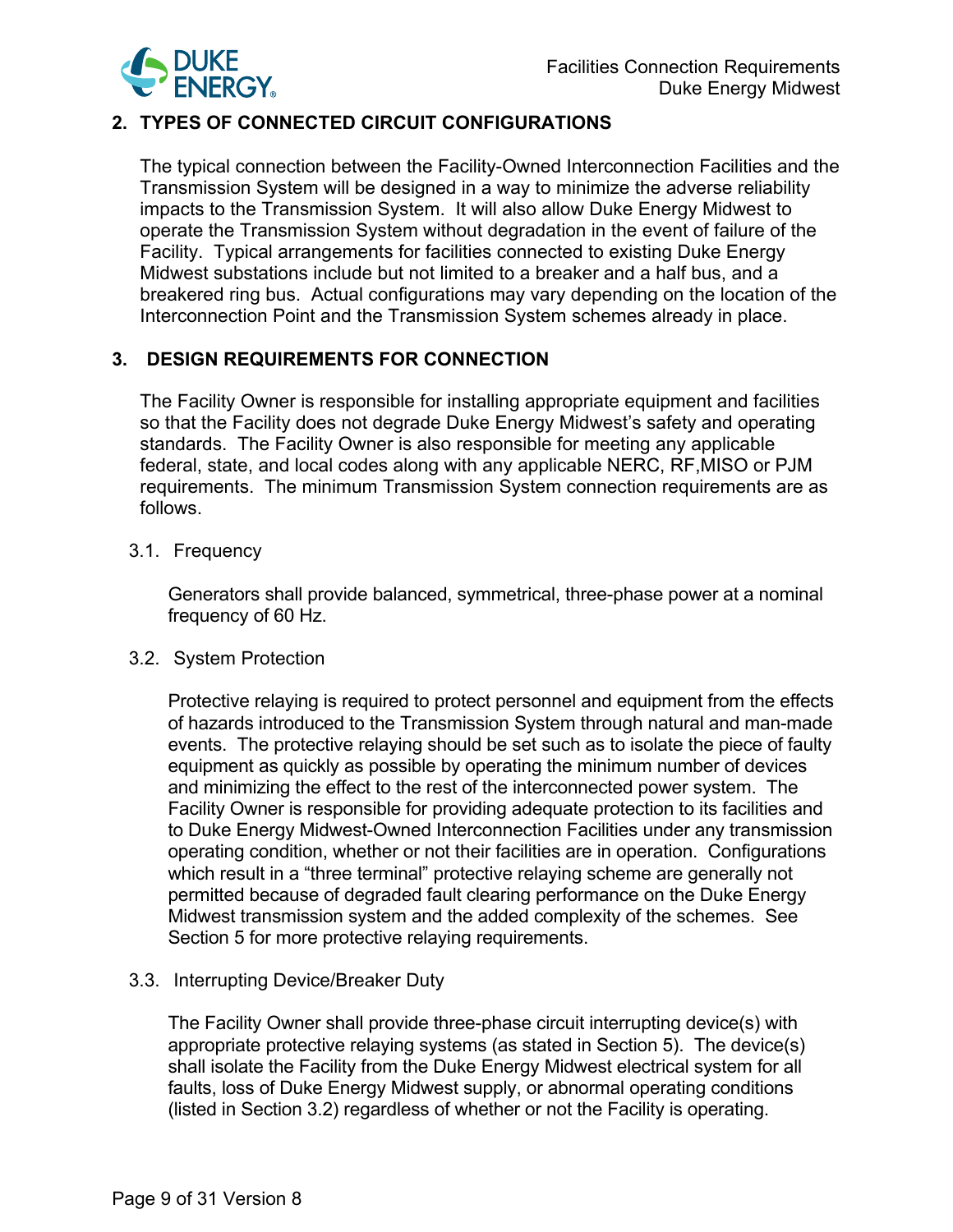## 2. TYPES OF CONNECTED CIRCUIT CONFIGURATIONS

The typical connection between the Facility-Owned Interconnection Facilities and the Transmission System will be designed in a way to minimize the adverse reliability impacts to the Transmission System. It will also allow Duke Energy Midwest to operate the Transmission System without degradation in the event of failure of the Facility. Typical arrangements for facilities connected to existing Duke Energy Midwest substations include but not limited to a breaker and a half bus, and a breakered ring bus. Actual configurations may vary depending on the location of the Interconnection Point and the Transmission System schemes already in place.

## 3. DESIGN REQUIREMENTS FOR CONNECTION

The Facility Owner is responsible for installing appropriate equipment and facilities so that the Facility does not degrade Duke Energy Midwest's safety and operating standards. The Facility Owner is also responsible for meeting any applicable federal, state, and local codes along with any applicable NERC, RF,MISO or PJM requirements. The minimum Transmission System connection requirements are as follows.

### 3.1. Frequency

Generators shall provide balanced, symmetrical, three-phase power at a nominal frequency of 60 Hz.

### 3.2. System Protection

Protective relaying is required to protect personnel and equipment from the effects of hazards introduced to the Transmission System through natural and man-made events. The protective relaying should be set such as to isolate the piece of faulty equipment as quickly as possible by operating the minimum number of devices and minimizing the effect to the rest of the interconnected power system. The Facility Owner is responsible for providing adequate protection to its facilities and to Duke Energy Midwest-Owned Interconnection Facilities under any transmission operating condition, whether or not their facilities are in operation. Configurations which result in a "three terminal" protective relaying scheme are generally not permitted because of degraded fault clearing performance on the Duke Energy Midwest transmission system and the added complexity of the schemes. See Section 5 for more protective relaying requirements.

### 3.3. Interrupting Device/Breaker Duty

The Facility Owner shall provide three-phase circuit interrupting device(s) with appropriate protective relaying systems (as stated in Section 5). The device(s) shall isolate the Facility from the Duke Energy Midwest electrical system for all faults, loss of Duke Energy Midwest supply, or abnormal operating conditions (listed in Section 3.2) regardless of whether or not the Facility is operating.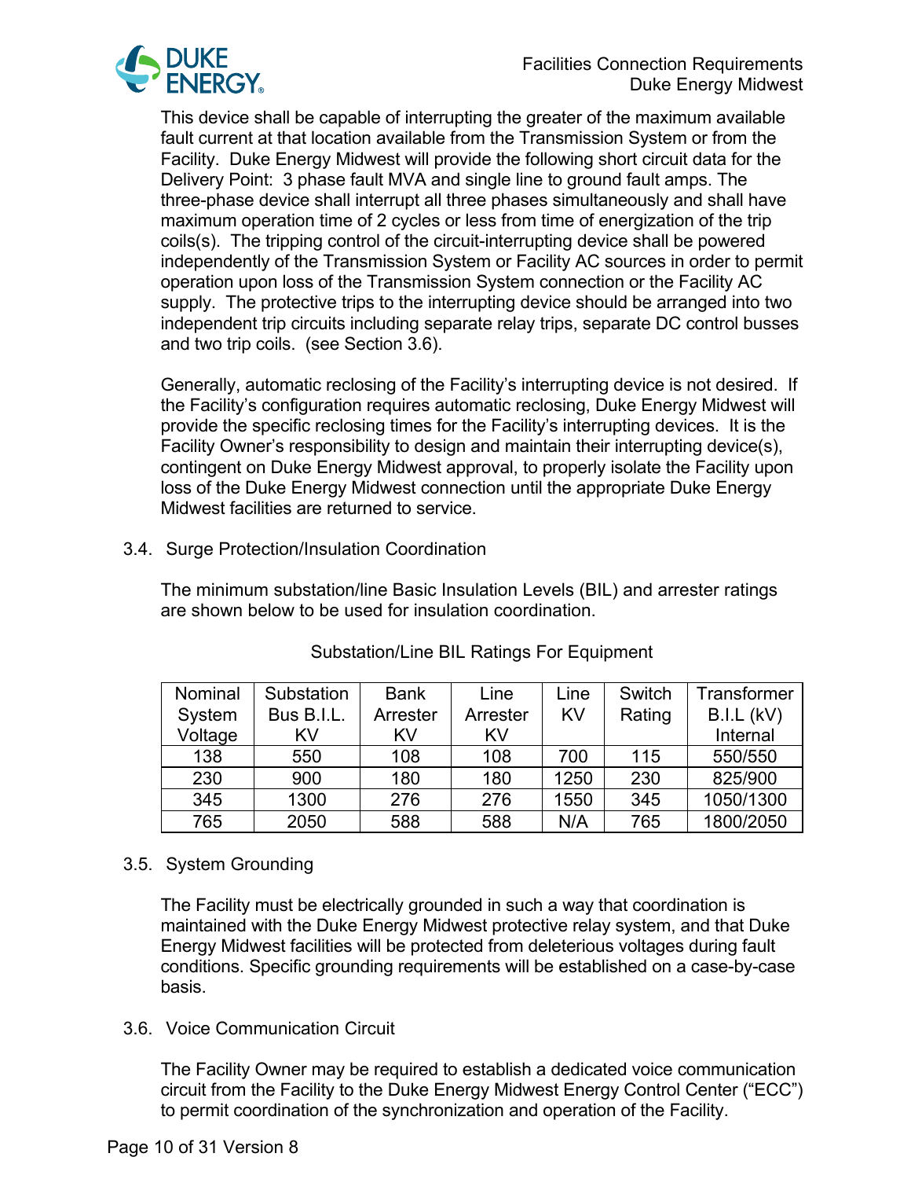This device shall be capable of interrupting the greater of the maximum available fault current at that location available from the Transmission System or from the Facility. Duke Energy Midwest will provide the following short circuit data for the Delivery Point: 3 phase fault MVA and single line to ground fault amps. The three-phase device shall interrupt all three phases simultaneously and shall have maximum operation time of 2 cycles or less from time of energization of the trip coils(s). The tripping control of the circuit-interrupting device shall be powered independently of the Transmission System or Facility AC sources in order to permit operation upon loss of the Transmission System connection or the Facility AC supply. The protective trips to the interrupting device should be arranged into two independent trip circuits including separate relay trips, separate DC control busses and two trip coils. (see Section 3.6).

Generally, automatic reclosing of the Facility's interrupting device is not desired. If the Facility's configuration requires automatic reclosing, Duke Energy Midwest will provide the specific reclosing times for the Facility's interrupting devices. It is the Facility Owner's responsibility to design and maintain their interrupting device(s), contingent on Duke Energy Midwest approval, to properly isolate the Facility upon loss of the Duke Energy Midwest connection until the appropriate Duke Energy Midwest facilities are returned to service.

## 3.4. Surge Protection/Insulation Coordination

The minimum substation/line Basic Insulation Levels (BIL) and arrester ratings are shown below to be used for insulation coordination.

Substation/Line BIL Ratings For Equipment

| Nominal System Voltage | Substation Bus B.I.L. KV | Bank Arrester KV | Line Arrester KV | Line KV | Switch Rating | Transformer B.I.L (kV) Internal |
|---|---|---|---|---|---|---|
| 138 | 550 | 108 | 108 | 700 | 115 | 550/550 |
| 230 | 900 | 180 | 180 | 1250 | 230 | 825/900 |
| 345 | 1300 | 276 | 276 | 1550 | 345 | 1050/1300 |
| 765 | 2050 | 588 | 588 | N/A | 765 | 1800/2050 |

## 3.5. System Grounding

The Facility must be electrically grounded in such a way that coordination is maintained with the Duke Energy Midwest protective relay system, and that Duke Energy Midwest facilities will be protected from deleterious voltages during fault conditions. Specific grounding requirements will be established on a case-by-case basis.

## 3.6. Voice Communication Circuit

The Facility Owner may be required to establish a dedicated voice communication circuit from the Facility to the Duke Energy Midwest Energy Control Center ("ECC") to permit coordination of the synchronization and operation of the Facility.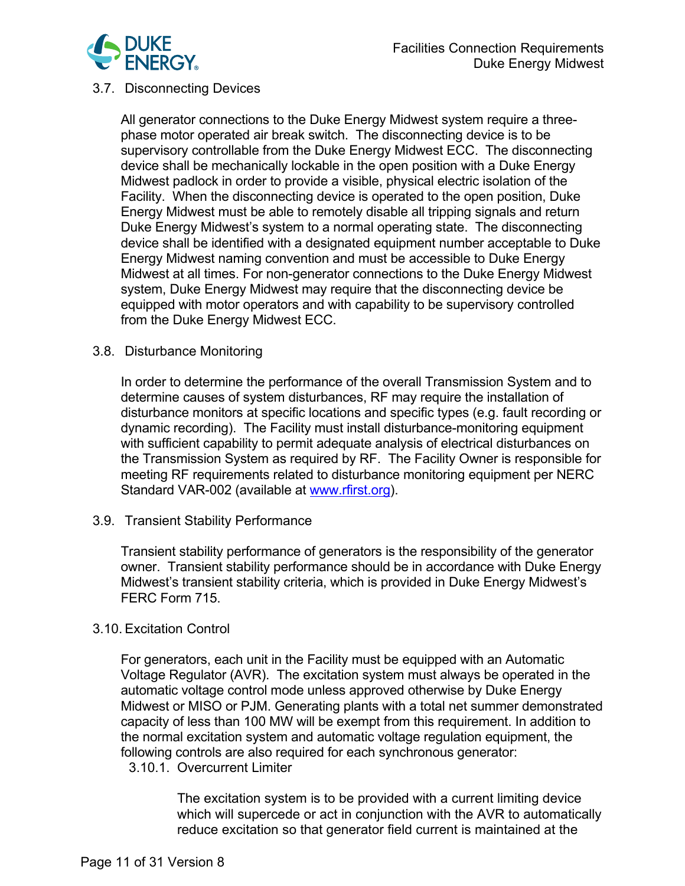### 3.7. Disconnecting Devices

All generator connections to the Duke Energy Midwest system require a three-phase motor operated air break switch. The disconnecting device is to be supervisory controllable from the Duke Energy Midwest ECC. The disconnecting device shall be mechanically lockable in the open position with a Duke Energy Midwest padlock in order to provide a visible, physical electric isolation of the Facility. When the disconnecting device is operated to the open position, Duke Energy Midwest must be able to remotely disable all tripping signals and return Duke Energy Midwest's system to a normal operating state. The disconnecting device shall be identified with a designated equipment number acceptable to Duke Energy Midwest naming convention and must be accessible to Duke Energy Midwest at all times. For non-generator connections to the Duke Energy Midwest system, Duke Energy Midwest may require that the disconnecting device be equipped with motor operators and with capability to be supervisory controlled from the Duke Energy Midwest ECC.

### 3.8. Disturbance Monitoring

In order to determine the performance of the overall Transmission System and to determine causes of system disturbances, RF may require the installation of disturbance monitors at specific locations and specific types (e.g. fault recording or dynamic recording). The Facility must install disturbance-monitoring equipment with sufficient capability to permit adequate analysis of electrical disturbances on the Transmission System as required by RF. The Facility Owner is responsible for meeting RF requirements related to disturbance monitoring equipment per NERC Standard VAR-002 (available at [www.rfirst.org](http://www.rfirst.org)).

### 3.9. Transient Stability Performance

Transient stability performance of generators is the responsibility of the generator owner. Transient stability performance should be in accordance with Duke Energy Midwest's transient stability criteria, which is provided in Duke Energy Midwest's FERC Form 715.

### 3.10. Excitation Control

For generators, each unit in the Facility must be equipped with an Automatic Voltage Regulator (AVR). The excitation system must always be operated in the automatic voltage control mode unless approved otherwise by Duke Energy Midwest or MISO or PJM. Generating plants with a total net summer demonstrated capacity of less than 100 MW will be exempt from this requirement. In addition to the normal excitation system and automatic voltage regulation equipment, the following controls are also required for each synchronous generator:

#### 3.10.1. Overcurrent Limiter

The excitation system is to be provided with a current limiting device which will supercede or act in conjunction with the AVR to automatically reduce excitation so that generator field current is maintained at the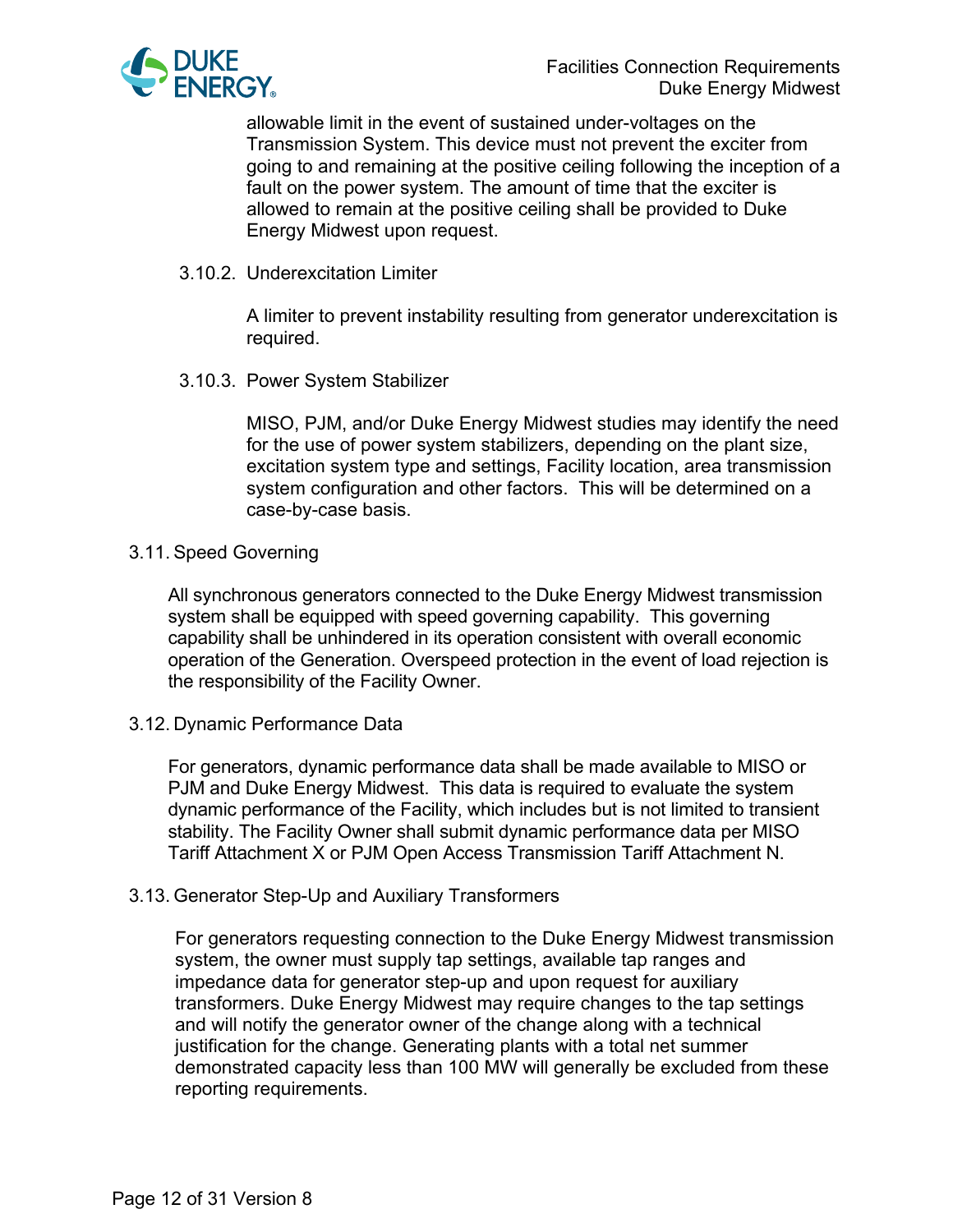allowable limit in the event of sustained under-voltages on the Transmission System. This device must not prevent the exciter from going to and remaining at the positive ceiling following the inception of a fault on the power system. The amount of time that the exciter is allowed to remain at the positive ceiling shall be provided to Duke Energy Midwest upon request.

#### 3.10.2. Underexcitation Limiter

A limiter to prevent instability resulting from generator underexcitation is required.

#### 3.10.3. Power System Stabilizer

MISO, PJM, and/or Duke Energy Midwest studies may identify the need for the use of power system stabilizers, depending on the plant size, excitation system type and settings, Facility location, area transmission system configuration and other factors. This will be determined on a case-by-case basis.

### 3.11. Speed Governing

All synchronous generators connected to the Duke Energy Midwest transmission system shall be equipped with speed governing capability. This governing capability shall be unhindered in its operation consistent with overall economic operation of the Generation. Overspeed protection in the event of load rejection is the responsibility of the Facility Owner.

### 3.12. Dynamic Performance Data

For generators, dynamic performance data shall be made available to MISO or PJM and Duke Energy Midwest. This data is required to evaluate the system dynamic performance of the Facility, which includes but is not limited to transient stability. The Facility Owner shall submit dynamic performance data per MISO Tariff Attachment X or PJM Open Access Transmission Tariff Attachment N.

### 3.13. Generator Step-Up and Auxiliary Transformers

For generators requesting connection to the Duke Energy Midwest transmission system, the owner must supply tap settings, available tap ranges and impedance data for generator step-up and upon request for auxiliary transformers. Duke Energy Midwest may require changes to the tap settings and will notify the generator owner of the change along with a technical justification for the change. Generating plants with a total net summer demonstrated capacity less than 100 MW will generally be excluded from these reporting requirements.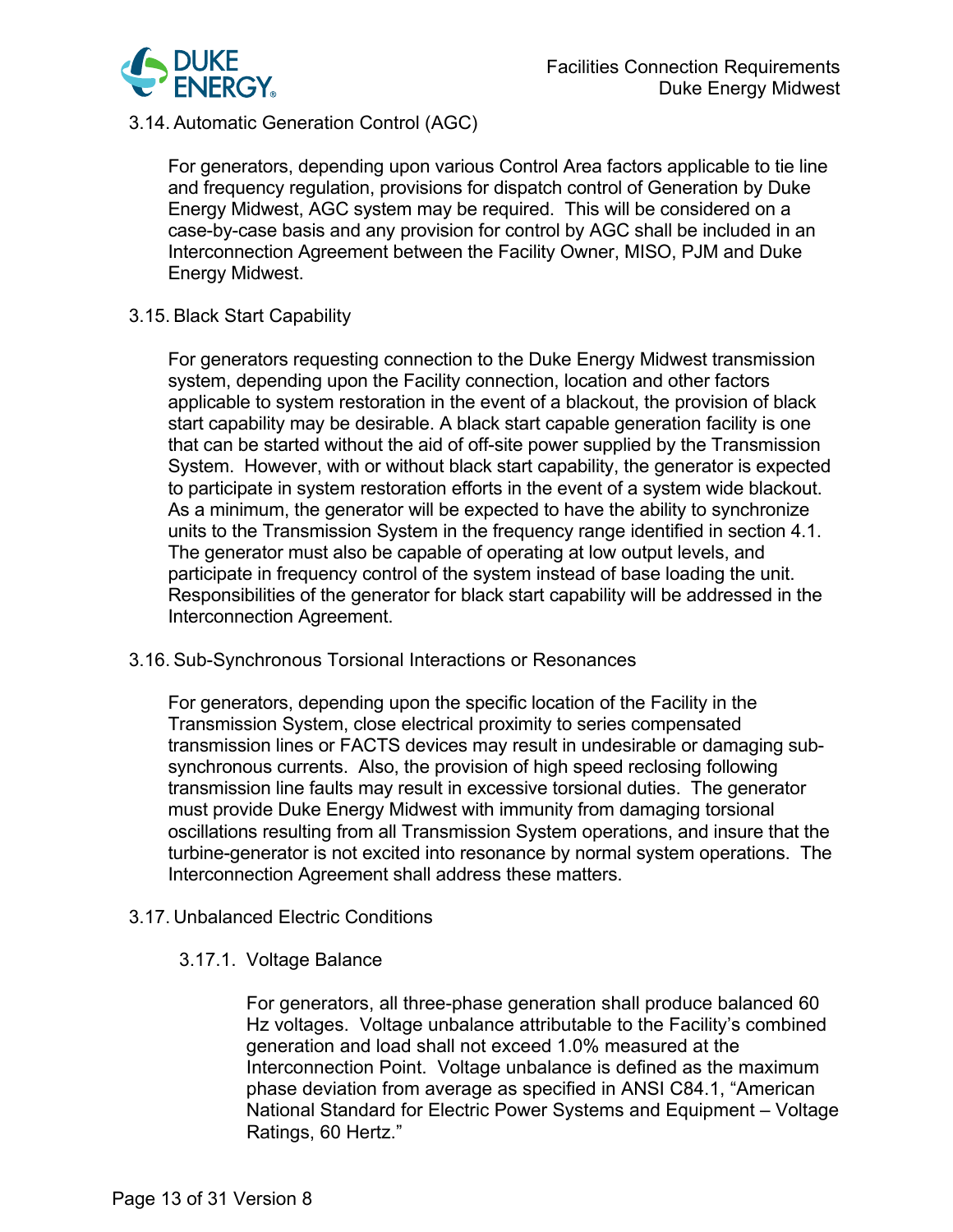## 3.14. Automatic Generation Control (AGC)

For generators, depending upon various Control Area factors applicable to tie line and frequency regulation, provisions for dispatch control of Generation by Duke Energy Midwest, AGC system may be required. This will be considered on a case-by-case basis and any provision for control by AGC shall be included in an Interconnection Agreement between the Facility Owner, MISO, PJM and Duke Energy Midwest.

## 3.15. Black Start Capability

For generators requesting connection to the Duke Energy Midwest transmission system, depending upon the Facility connection, location and other factors applicable to system restoration in the event of a blackout, the provision of black start capability may be desirable. A black start capable generation facility is one that can be started without the aid of off-site power supplied by the Transmission System. However, with or without black start capability, the generator is expected to participate in system restoration efforts in the event of a system wide blackout. As a minimum, the generator will be expected to have the ability to synchronize units to the Transmission System in the frequency range identified in section 4.1. The generator must also be capable of operating at low output levels, and participate in frequency control of the system instead of base loading the unit. Responsibilities of the generator for black start capability will be addressed in the Interconnection Agreement.

## 3.16. Sub-Synchronous Torsional Interactions or Resonances

For generators, depending upon the specific location of the Facility in the Transmission System, close electrical proximity to series compensated transmission lines or FACTS devices may result in undesirable or damaging sub-synchronous currents. Also, the provision of high speed reclosing following transmission line faults may result in excessive torsional duties. The generator must provide Duke Energy Midwest with immunity from damaging torsional oscillations resulting from all Transmission System operations, and insure that the turbine-generator is not excited into resonance by normal system operations. The Interconnection Agreement shall address these matters.

## 3.17. Unbalanced Electric Conditions

### 3.17.1. Voltage Balance

For generators, all three-phase generation shall produce balanced 60 Hz voltages. Voltage unbalance attributable to the Facility's combined generation and load shall not exceed 1.0% measured at the Interconnection Point. Voltage unbalance is defined as the maximum phase deviation from average as specified in ANSI C84.1, "American National Standard for Electric Power Systems and Equipment – Voltage Ratings, 60 Hertz."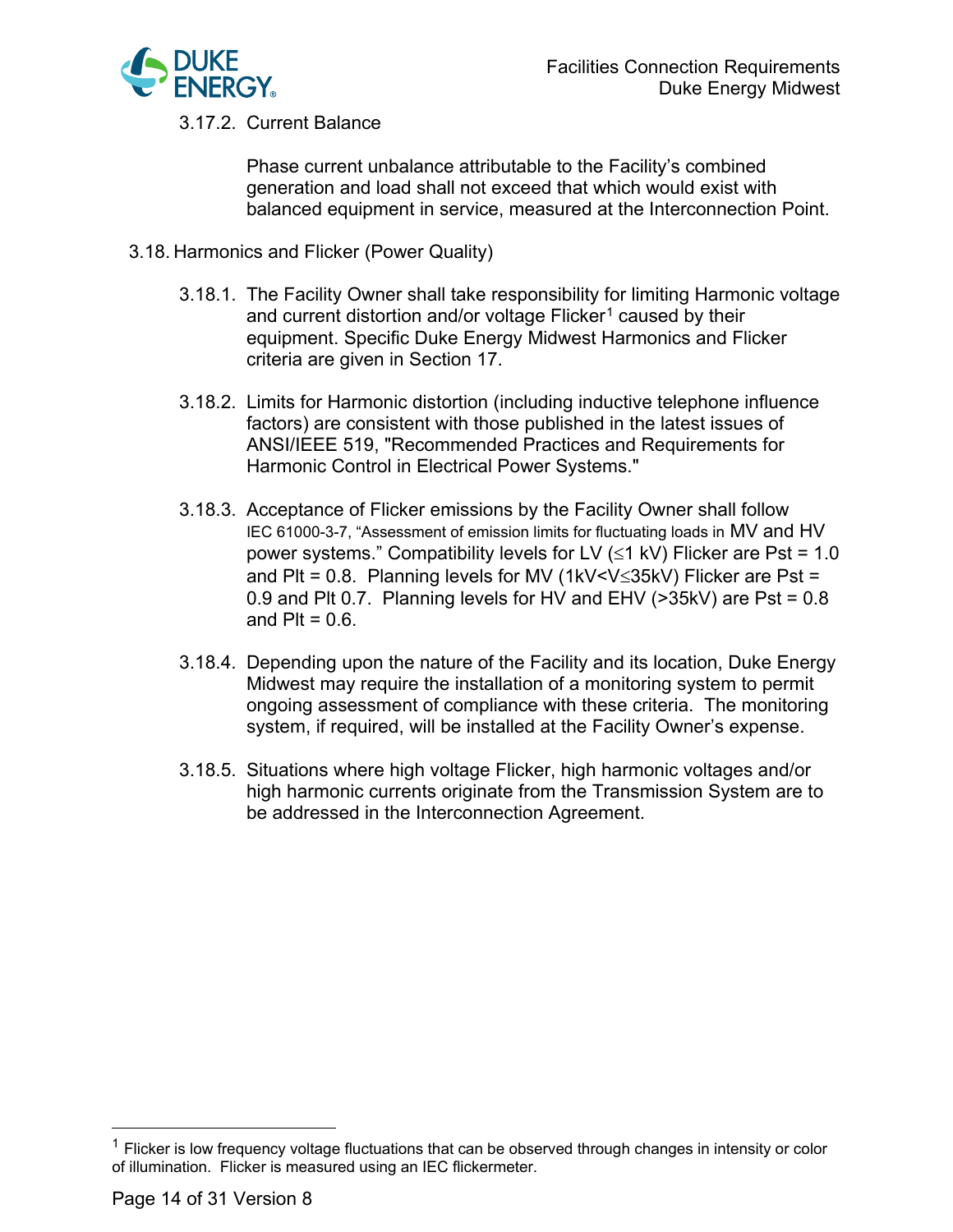#### 3.17.2. Current Balance

Phase current unbalance attributable to the Facility's combined generation and load shall not exceed that which would exist with balanced equipment in service, measured at the Interconnection Point.

### 3.18. Harmonics and Flicker (Power Quality)

3.18.1. The Facility Owner shall take responsibility for limiting Harmonic voltage and current distortion and/or voltage Flicker[1] caused by their equipment. Specific Duke Energy Midwest Harmonics and Flicker criteria are given in Section 17.

3.18.2. Limits for Harmonic distortion (including inductive telephone influence factors) are consistent with those published in the latest issues of ANSI/IEEE 519, "Recommended Practices and Requirements for Harmonic Control in Electrical Power Systems."

3.18.3. Acceptance of Flicker emissions by the Facility Owner shall follow IEC 61000-3-7, "Assessment of emission limits for fluctuating loads in MV and HV power systems." Compatibility levels for LV (≤1 kV) Flicker are Pst = 1.0 and Plt = 0.8. Planning levels for MV (1kV<V≤35kV) Flicker are Pst = 0.9 and Plt 0.7. Planning levels for HV and EHV (>35kV) are Pst = 0.8 and Plt = 0.6.

3.18.4. Depending upon the nature of the Facility and its location, Duke Energy Midwest may require the installation of a monitoring system to permit ongoing assessment of compliance with these criteria. The monitoring system, if required, will be installed at the Facility Owner's expense.

3.18.5. Situations where high voltage Flicker, high harmonic voltages and/or high harmonic currents originate from the Transmission System are to be addressed in the Interconnection Agreement.

---

[1] Flicker is low frequency voltage fluctuations that can be observed through changes in intensity or color of illumination. Flicker is measured using an IEC flickermeter.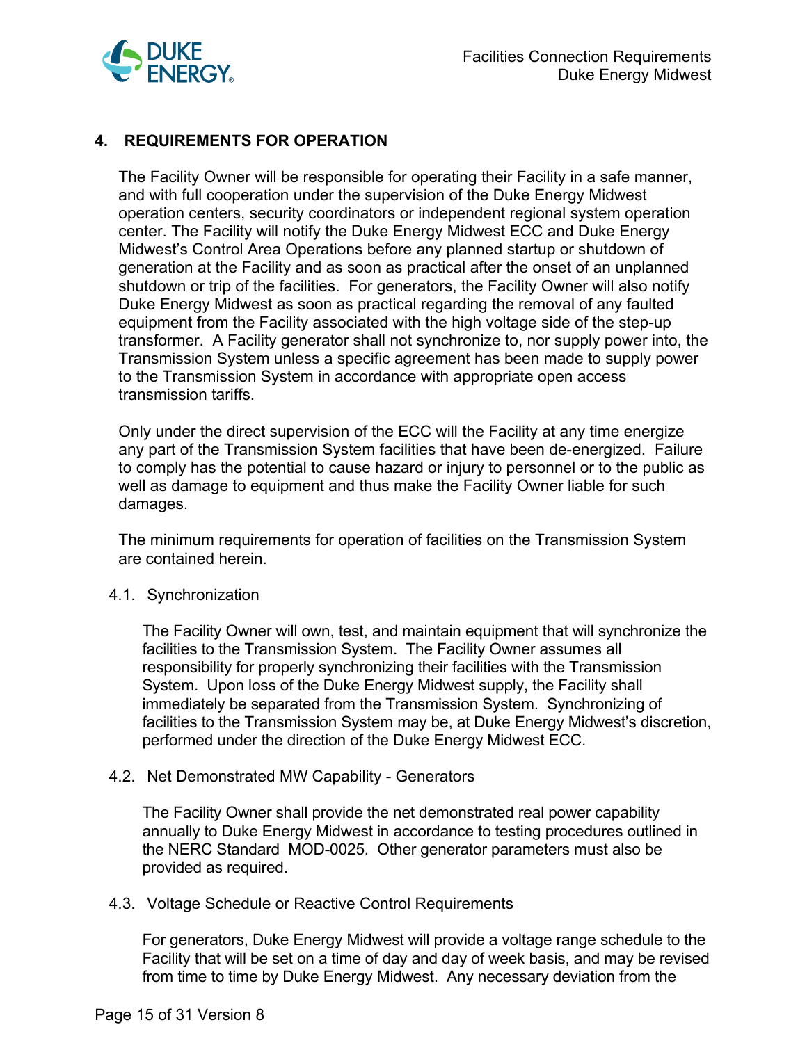## 4. REQUIREMENTS FOR OPERATION

The Facility Owner will be responsible for operating their Facility in a safe manner, and with full cooperation under the supervision of the Duke Energy Midwest operation centers, security coordinators or independent regional system operation center. The Facility will notify the Duke Energy Midwest ECC and Duke Energy Midwest's Control Area Operations before any planned startup or shutdown of generation at the Facility and as soon as practical after the onset of an unplanned shutdown or trip of the facilities. For generators, the Facility Owner will also notify Duke Energy Midwest as soon as practical regarding the removal of any faulted equipment from the Facility associated with the high voltage side of the step-up transformer. A Facility generator shall not synchronize to, nor supply power into, the Transmission System unless a specific agreement has been made to supply power to the Transmission System in accordance with appropriate open access transmission tariffs.

Only under the direct supervision of the ECC will the Facility at any time energize any part of the Transmission System facilities that have been de-energized. Failure to comply has the potential to cause hazard or injury to personnel or to the public as well as damage to equipment and thus make the Facility Owner liable for such damages.

The minimum requirements for operation of facilities on the Transmission System are contained herein.

### 4.1. Synchronization

The Facility Owner will own, test, and maintain equipment that will synchronize the facilities to the Transmission System. The Facility Owner assumes all responsibility for properly synchronizing their facilities with the Transmission System. Upon loss of the Duke Energy Midwest supply, the Facility shall immediately be separated from the Transmission System. Synchronizing of facilities to the Transmission System may be, at Duke Energy Midwest's discretion, performed under the direction of the Duke Energy Midwest ECC.

### 4.2. Net Demonstrated MW Capability - Generators

The Facility Owner shall provide the net demonstrated real power capability annually to Duke Energy Midwest in accordance to testing procedures outlined in the NERC Standard MOD-0025. Other generator parameters must also be provided as required.

### 4.3. Voltage Schedule or Reactive Control Requirements

For generators, Duke Energy Midwest will provide a voltage range schedule to the Facility that will be set on a time of day and day of week basis, and may be revised from time to time by Duke Energy Midwest. Any necessary deviation from the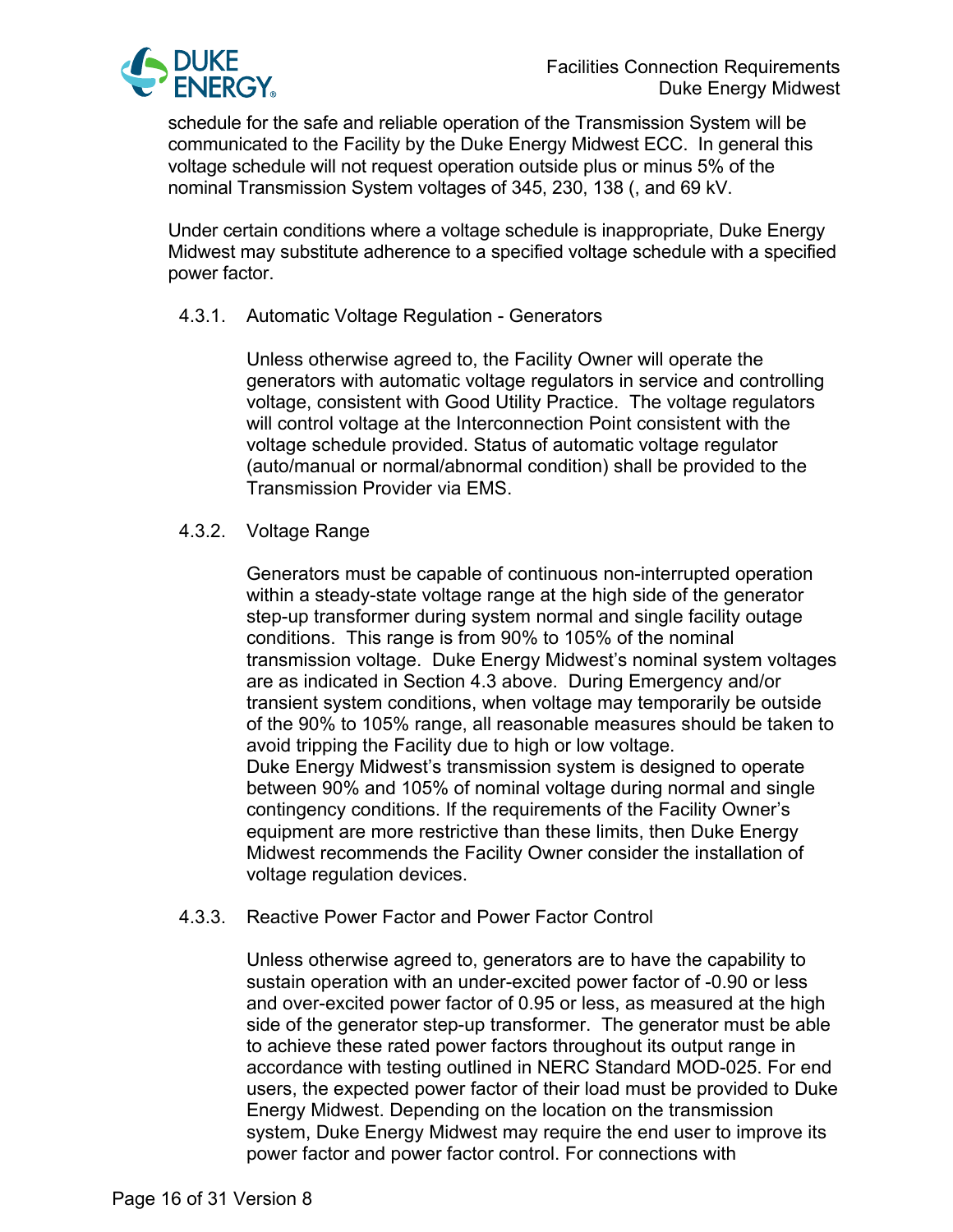schedule for the safe and reliable operation of the Transmission System will be communicated to the Facility by the Duke Energy Midwest ECC. In general this voltage schedule will not request operation outside plus or minus 5% of the nominal Transmission System voltages of 345, 230, 138 (, and 69 kV.

Under certain conditions where a voltage schedule is inappropriate, Duke Energy Midwest may substitute adherence to a specified voltage schedule with a specified power factor.

### 4.3.1. Automatic Voltage Regulation - Generators

Unless otherwise agreed to, the Facility Owner will operate the generators with automatic voltage regulators in service and controlling voltage, consistent with Good Utility Practice. The voltage regulators will control voltage at the Interconnection Point consistent with the voltage schedule provided. Status of automatic voltage regulator (auto/manual or normal/abnormal condition) shall be provided to the Transmission Provider via EMS.

### 4.3.2. Voltage Range

Generators must be capable of continuous non-interrupted operation within a steady-state voltage range at the high side of the generator step-up transformer during system normal and single facility outage conditions. This range is from 90% to 105% of the nominal transmission voltage. Duke Energy Midwest's nominal system voltages are as indicated in Section 4.3 above. During Emergency and/or transient system conditions, when voltage may temporarily be outside of the 90% to 105% range, all reasonable measures should be taken to avoid tripping the Facility due to high or low voltage.
Duke Energy Midwest's transmission system is designed to operate between 90% and 105% of nominal voltage during normal and single contingency conditions. If the requirements of the Facility Owner's equipment are more restrictive than these limits, then Duke Energy Midwest recommends the Facility Owner consider the installation of voltage regulation devices.

### 4.3.3. Reactive Power Factor and Power Factor Control

Unless otherwise agreed to, generators are to have the capability to sustain operation with an under-excited power factor of -0.90 or less and over-excited power factor of 0.95 or less, as measured at the high side of the generator step-up transformer. The generator must be able to achieve these rated power factors throughout its output range in accordance with testing outlined in NERC Standard MOD-025. For end users, the expected power factor of their load must be provided to Duke Energy Midwest. Depending on the location on the transmission system, Duke Energy Midwest may require the end user to improve its power factor and power factor control. For connections with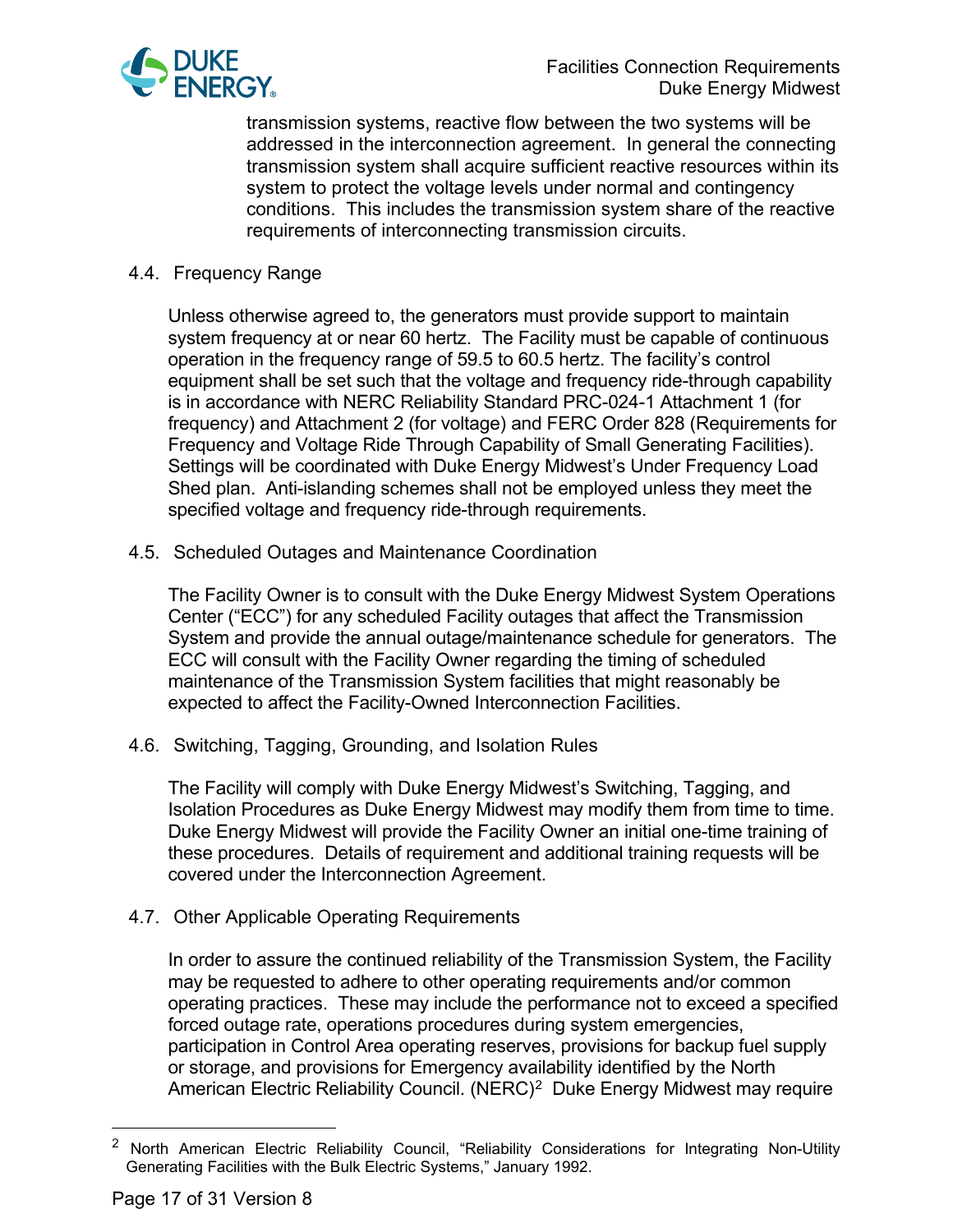transmission systems, reactive flow between the two systems will be addressed in the interconnection agreement. In general the connecting transmission system shall acquire sufficient reactive resources within its system to protect the voltage levels under normal and contingency conditions. This includes the transmission system share of the reactive requirements of interconnecting transmission circuits.

### 4.4. Frequency Range

Unless otherwise agreed to, the generators must provide support to maintain system frequency at or near 60 hertz. The Facility must be capable of continuous operation in the frequency range of 59.5 to 60.5 hertz. The facility's control equipment shall be set such that the voltage and frequency ride-through capability is in accordance with NERC Reliability Standard PRC-024-1 Attachment 1 (for frequency) and Attachment 2 (for voltage) and FERC Order 828 (Requirements for Frequency and Voltage Ride Through Capability of Small Generating Facilities). Settings will be coordinated with Duke Energy Midwest's Under Frequency Load Shed plan. Anti-islanding schemes shall not be employed unless they meet the specified voltage and frequency ride-through requirements.

### 4.5. Scheduled Outages and Maintenance Coordination

The Facility Owner is to consult with the Duke Energy Midwest System Operations Center ("ECC") for any scheduled Facility outages that affect the Transmission System and provide the annual outage/maintenance schedule for generators. The ECC will consult with the Facility Owner regarding the timing of scheduled maintenance of the Transmission System facilities that might reasonably be expected to affect the Facility-Owned Interconnection Facilities.

### 4.6. Switching, Tagging, Grounding, and Isolation Rules

The Facility will comply with Duke Energy Midwest's Switching, Tagging, and Isolation Procedures as Duke Energy Midwest may modify them from time to time. Duke Energy Midwest will provide the Facility Owner an initial one-time training of these procedures. Details of requirement and additional training requests will be covered under the Interconnection Agreement.

### 4.7. Other Applicable Operating Requirements

In order to assure the continued reliability of the Transmission System, the Facility may be requested to adhere to other operating requirements and/or common operating practices. These may include the performance not to exceed a specified forced outage rate, operations procedures during system emergencies, participation in Control Area operating reserves, provisions for backup fuel supply or storage, and provisions for Emergency availability identified by the North American Electric Reliability Council. (NERC)[2] Duke Energy Midwest may require

[2] North American Electric Reliability Council, "Reliability Considerations for Integrating Non-Utility Generating Facilities with the Bulk Electric Systems," January 1992.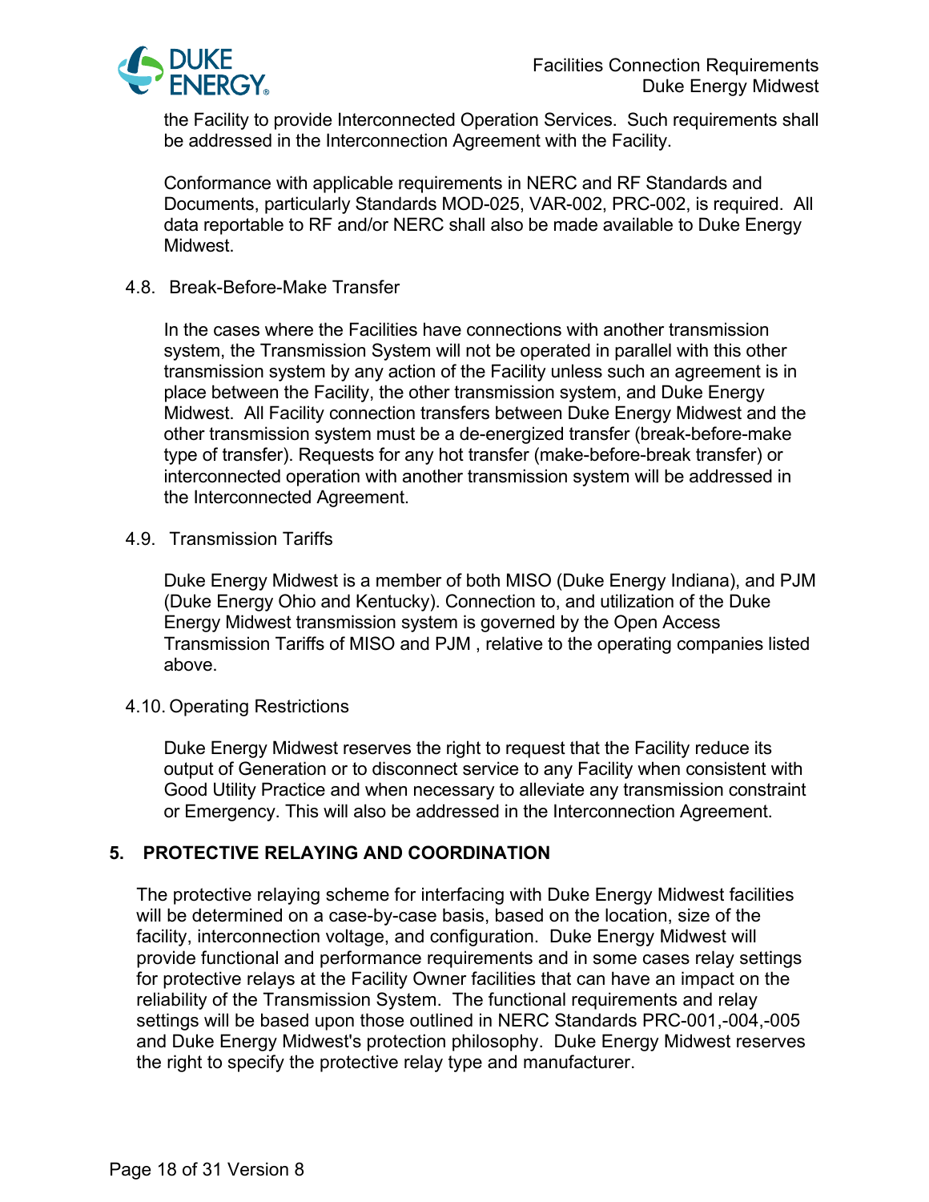the Facility to provide Interconnected Operation Services. Such requirements shall be addressed in the Interconnection Agreement with the Facility.

Conformance with applicable requirements in NERC and RF Standards and Documents, particularly Standards MOD-025, VAR-002, PRC-002, is required. All data reportable to RF and/or NERC shall also be made available to Duke Energy Midwest.

### 4.8. Break-Before-Make Transfer

In the cases where the Facilities have connections with another transmission system, the Transmission System will not be operated in parallel with this other transmission system by any action of the Facility unless such an agreement is in place between the Facility, the other transmission system, and Duke Energy Midwest. All Facility connection transfers between Duke Energy Midwest and the other transmission system must be a de-energized transfer (break-before-make type of transfer). Requests for any hot transfer (make-before-break transfer) or interconnected operation with another transmission system will be addressed in the Interconnected Agreement.

### 4.9. Transmission Tariffs

Duke Energy Midwest is a member of both MISO (Duke Energy Indiana), and PJM (Duke Energy Ohio and Kentucky). Connection to, and utilization of the Duke Energy Midwest transmission system is governed by the Open Access Transmission Tariffs of MISO and PJM , relative to the operating companies listed above.

### 4.10. Operating Restrictions

Duke Energy Midwest reserves the right to request that the Facility reduce its output of Generation or to disconnect service to any Facility when consistent with Good Utility Practice and when necessary to alleviate any transmission constraint or Emergency. This will also be addressed in the Interconnection Agreement.

## 5. PROTECTIVE RELAYING AND COORDINATION

The protective relaying scheme for interfacing with Duke Energy Midwest facilities will be determined on a case-by-case basis, based on the location, size of the facility, interconnection voltage, and configuration. Duke Energy Midwest will provide functional and performance requirements and in some cases relay settings for protective relays at the Facility Owner facilities that can have an impact on the reliability of the Transmission System. The functional requirements and relay settings will be based upon those outlined in NERC Standards PRC-001,-004,-005 and Duke Energy Midwest's protection philosophy. Duke Energy Midwest reserves the right to specify the protective relay type and manufacturer.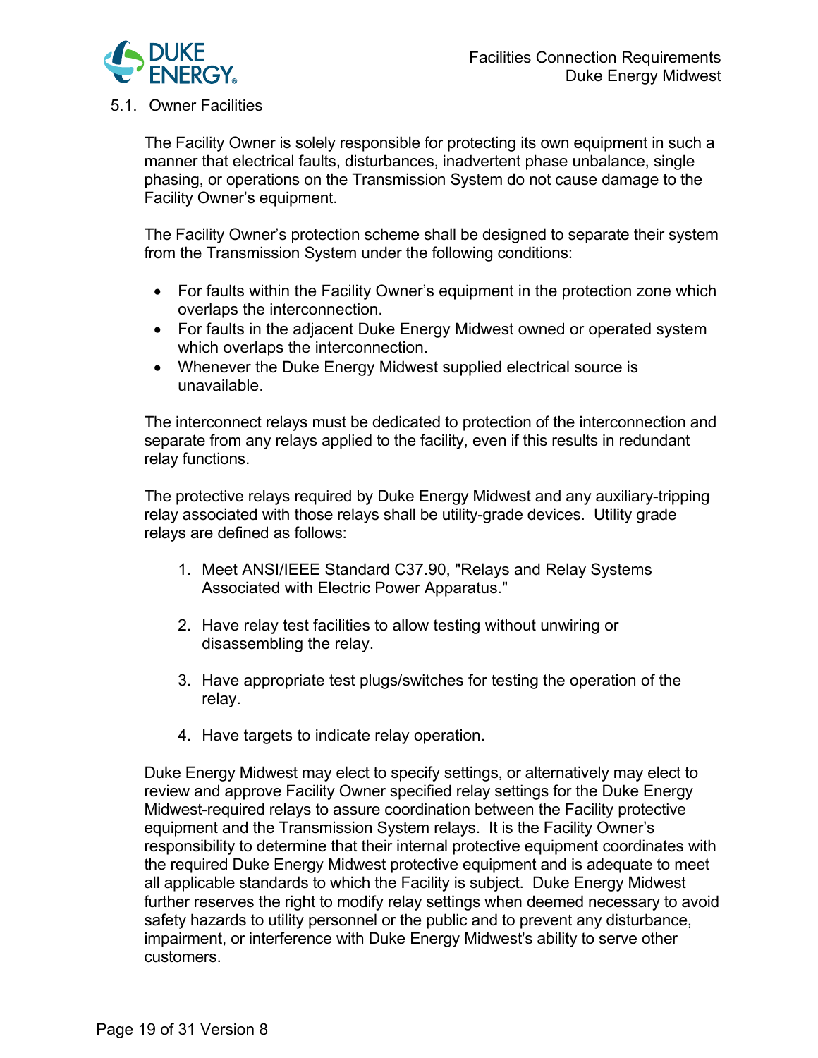## 5.1. Owner Facilities

The Facility Owner is solely responsible for protecting its own equipment in such a manner that electrical faults, disturbances, inadvertent phase unbalance, single phasing, or operations on the Transmission System do not cause damage to the Facility Owner's equipment.

The Facility Owner's protection scheme shall be designed to separate their system from the Transmission System under the following conditions:

- For faults within the Facility Owner's equipment in the protection zone which overlaps the interconnection.
- For faults in the adjacent Duke Energy Midwest owned or operated system which overlaps the interconnection.
- Whenever the Duke Energy Midwest supplied electrical source is unavailable.

The interconnect relays must be dedicated to protection of the interconnection and separate from any relays applied to the facility, even if this results in redundant relay functions.

The protective relays required by Duke Energy Midwest and any auxiliary-tripping relay associated with those relays shall be utility-grade devices. Utility grade relays are defined as follows:

1. Meet ANSI/IEEE Standard C37.90, "Relays and Relay Systems Associated with Electric Power Apparatus."

2. Have relay test facilities to allow testing without unwiring or disassembling the relay.

3. Have appropriate test plugs/switches for testing the operation of the relay.

4. Have targets to indicate relay operation.

Duke Energy Midwest may elect to specify settings, or alternatively may elect to review and approve Facility Owner specified relay settings for the Duke Energy Midwest-required relays to assure coordination between the Facility protective equipment and the Transmission System relays. It is the Facility Owner's responsibility to determine that their internal protective equipment coordinates with the required Duke Energy Midwest protective equipment and is adequate to meet all applicable standards to which the Facility is subject. Duke Energy Midwest further reserves the right to modify relay settings when deemed necessary to avoid safety hazards to utility personnel or the public and to prevent any disturbance, impairment, or interference with Duke Energy Midwest's ability to serve other customers.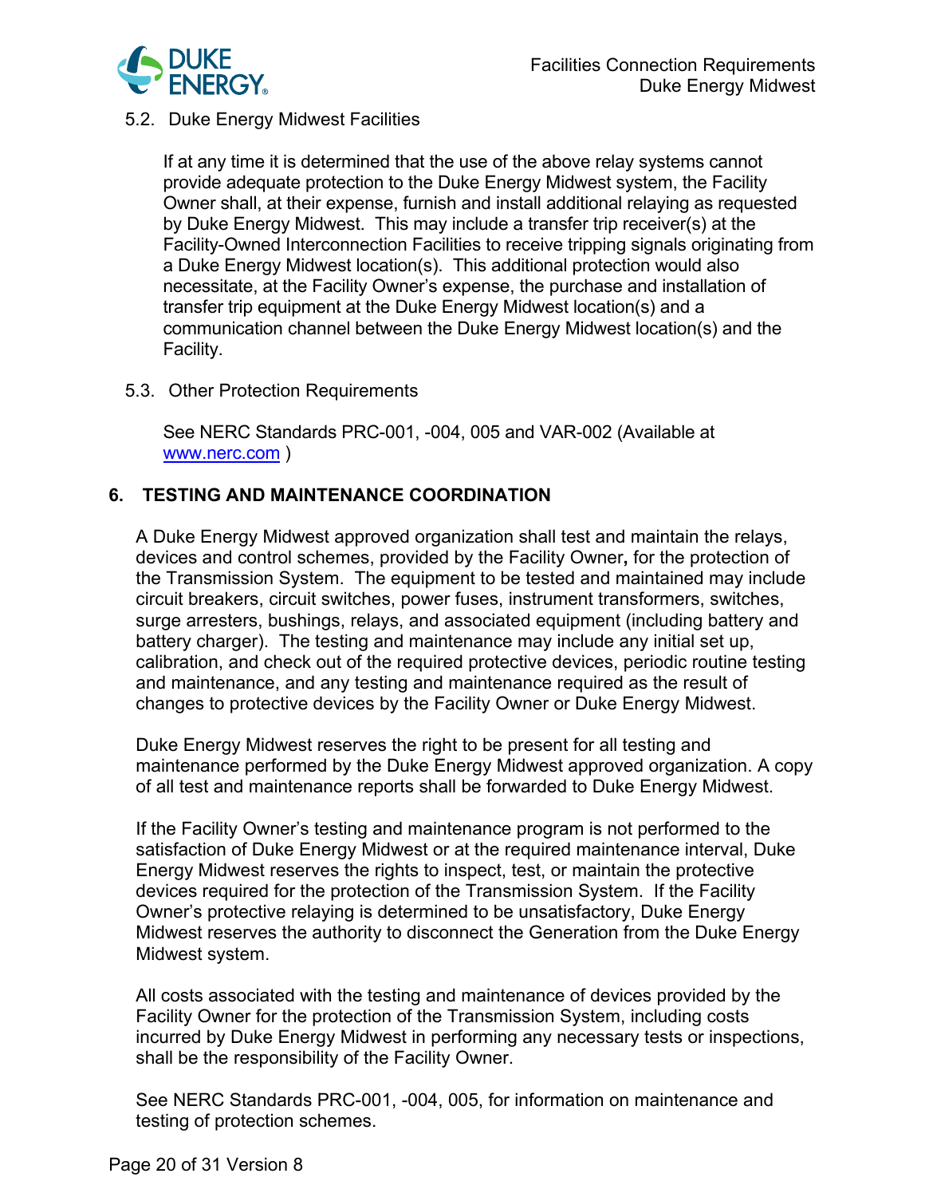### 5.2. Duke Energy Midwest Facilities

If at any time it is determined that the use of the above relay systems cannot provide adequate protection to the Duke Energy Midwest system, the Facility Owner shall, at their expense, furnish and install additional relaying as requested by Duke Energy Midwest. This may include a transfer trip receiver(s) at the Facility-Owned Interconnection Facilities to receive tripping signals originating from a Duke Energy Midwest location(s). This additional protection would also necessitate, at the Facility Owner's expense, the purchase and installation of transfer trip equipment at the Duke Energy Midwest location(s) and a communication channel between the Duke Energy Midwest location(s) and the Facility.

### 5.3. Other Protection Requirements

See NERC Standards PRC-001, -004, 005 and VAR-002 (Available at [www.nerc.com](http://www.nerc.com) )

## 6. TESTING AND MAINTENANCE COORDINATION

A Duke Energy Midwest approved organization shall test and maintain the relays, devices and control schemes, provided by the Facility Owner**,** for the protection of the Transmission System. The equipment to be tested and maintained may include circuit breakers, circuit switches, power fuses, instrument transformers, switches, surge arresters, bushings, relays, and associated equipment (including battery and battery charger). The testing and maintenance may include any initial set up, calibration, and check out of the required protective devices, periodic routine testing and maintenance, and any testing and maintenance required as the result of changes to protective devices by the Facility Owner or Duke Energy Midwest.

Duke Energy Midwest reserves the right to be present for all testing and maintenance performed by the Duke Energy Midwest approved organization. A copy of all test and maintenance reports shall be forwarded to Duke Energy Midwest.

If the Facility Owner's testing and maintenance program is not performed to the satisfaction of Duke Energy Midwest or at the required maintenance interval, Duke Energy Midwest reserves the rights to inspect, test, or maintain the protective devices required for the protection of the Transmission System. If the Facility Owner's protective relaying is determined to be unsatisfactory, Duke Energy Midwest reserves the authority to disconnect the Generation from the Duke Energy Midwest system.

All costs associated with the testing and maintenance of devices provided by the Facility Owner for the protection of the Transmission System, including costs incurred by Duke Energy Midwest in performing any necessary tests or inspections, shall be the responsibility of the Facility Owner.

See NERC Standards PRC-001, -004, 005, for information on maintenance and testing of protection schemes.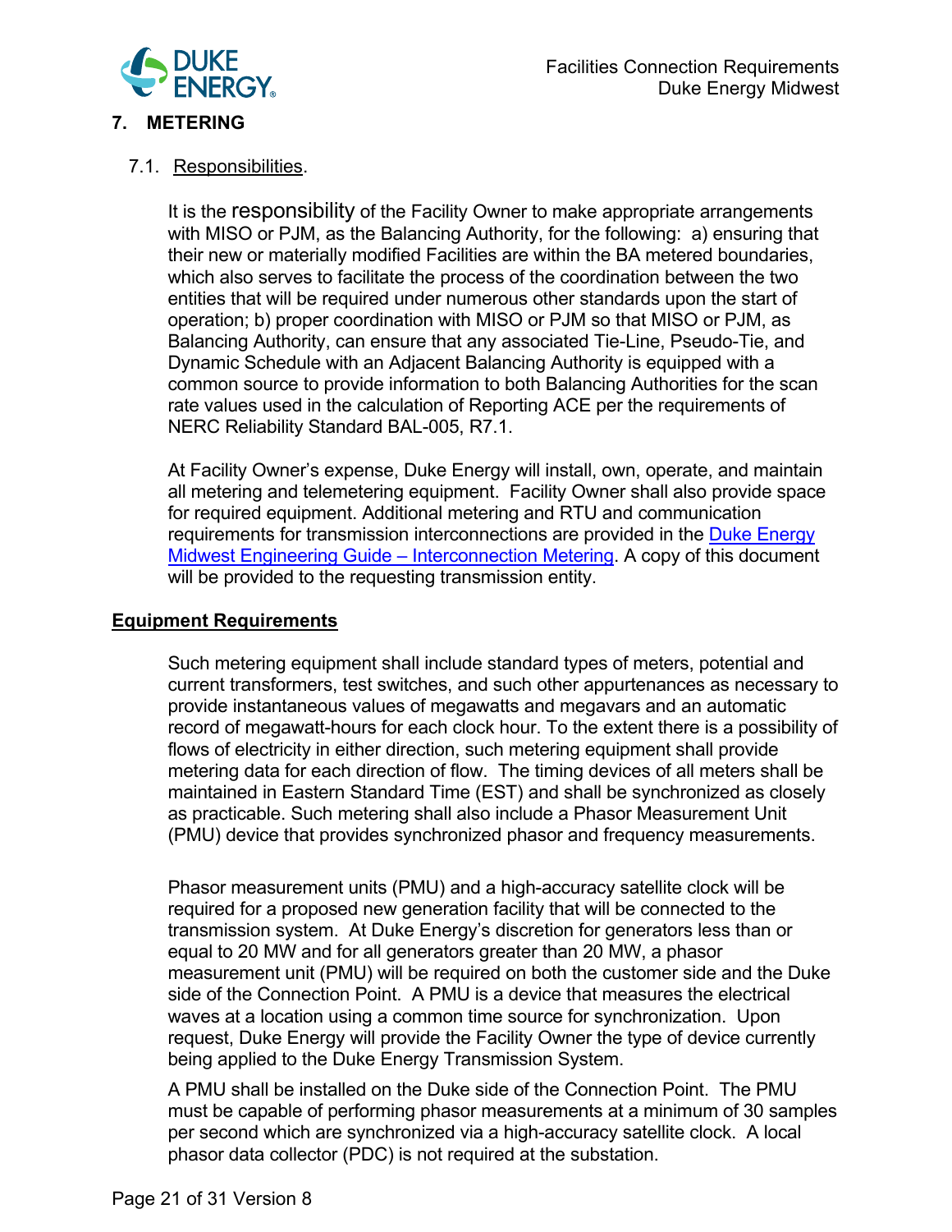## 7. METERING

### 7.1. Responsibilities.

It is the responsibility of the Facility Owner to make appropriate arrangements with MISO or PJM, as the Balancing Authority, for the following: a) ensuring that their new or materially modified Facilities are within the BA metered boundaries, which also serves to facilitate the process of the coordination between the two entities that will be required under numerous other standards upon the start of operation; b) proper coordination with MISO or PJM so that MISO or PJM, as Balancing Authority, can ensure that any associated Tie-Line, Pseudo-Tie, and Dynamic Schedule with an Adjacent Balancing Authority is equipped with a common source to provide information to both Balancing Authorities for the scan rate values used in the calculation of Reporting ACE per the requirements of NERC Reliability Standard BAL-005, R7.1.

At Facility Owner's expense, Duke Energy will install, own, operate, and maintain all metering and telemetering equipment. Facility Owner shall also provide space for required equipment. Additional metering and RTU and communication requirements for transmission interconnections are provided in the Duke Energy Midwest Engineering Guide – Interconnection Metering. A copy of this document will be provided to the requesting transmission entity.

**Equipment Requirements**

Such metering equipment shall include standard types of meters, potential and current transformers, test switches, and such other appurtenances as necessary to provide instantaneous values of megawatts and megavars and an automatic record of megawatt-hours for each clock hour. To the extent there is a possibility of flows of electricity in either direction, such metering equipment shall provide metering data for each direction of flow. The timing devices of all meters shall be maintained in Eastern Standard Time (EST) and shall be synchronized as closely as practicable. Such metering shall also include a Phasor Measurement Unit (PMU) device that provides synchronized phasor and frequency measurements.

Phasor measurement units (PMU) and a high-accuracy satellite clock will be required for a proposed new generation facility that will be connected to the transmission system. At Duke Energy's discretion for generators less than or equal to 20 MW and for all generators greater than 20 MW, a phasor measurement unit (PMU) will be required on both the customer side and the Duke side of the Connection Point. A PMU is a device that measures the electrical waves at a location using a common time source for synchronization. Upon request, Duke Energy will provide the Facility Owner the type of device currently being applied to the Duke Energy Transmission System.

A PMU shall be installed on the Duke side of the Connection Point. The PMU must be capable of performing phasor measurements at a minimum of 30 samples per second which are synchronized via a high-accuracy satellite clock. A local phasor data collector (PDC) is not required at the substation.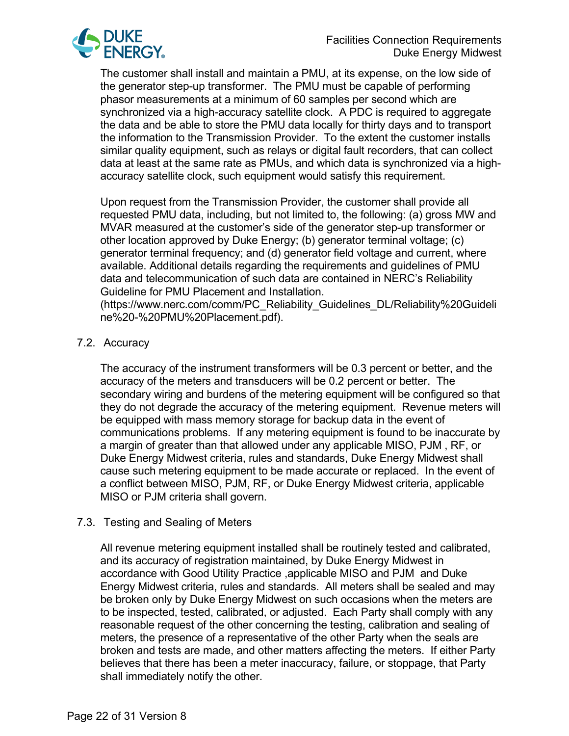The customer shall install and maintain a PMU, at its expense, on the low side of the generator step-up transformer. The PMU must be capable of performing phasor measurements at a minimum of 60 samples per second which are synchronized via a high-accuracy satellite clock. A PDC is required to aggregate the data and be able to store the PMU data locally for thirty days and to transport the information to the Transmission Provider. To the extent the customer installs similar quality equipment, such as relays or digital fault recorders, that can collect data at least at the same rate as PMUs, and which data is synchronized via a high-accuracy satellite clock, such equipment would satisfy this requirement.

Upon request from the Transmission Provider, the customer shall provide all requested PMU data, including, but not limited to, the following: (a) gross MW and MVAR measured at the customer's side of the generator step-up transformer or other location approved by Duke Energy; (b) generator terminal voltage; (c) generator terminal frequency; and (d) generator field voltage and current, where available. Additional details regarding the requirements and guidelines of PMU data and telecommunication of such data are contained in NERC's Reliability Guideline for PMU Placement and Installation. (https://www.nerc.com/comm/PC_Reliability_Guidelines_DL/Reliability%20Guideline%20-%20PMU%20Placement.pdf).

## 7.2. Accuracy

The accuracy of the instrument transformers will be 0.3 percent or better, and the accuracy of the meters and transducers will be 0.2 percent or better. The secondary wiring and burdens of the metering equipment will be configured so that they do not degrade the accuracy of the metering equipment. Revenue meters will be equipped with mass memory storage for backup data in the event of communications problems. If any metering equipment is found to be inaccurate by a margin of greater than that allowed under any applicable MISO, PJM , RF, or Duke Energy Midwest criteria, rules and standards, Duke Energy Midwest shall cause such metering equipment to be made accurate or replaced. In the event of a conflict between MISO, PJM, RF, or Duke Energy Midwest criteria, applicable MISO or PJM criteria shall govern.

## 7.3. Testing and Sealing of Meters

All revenue metering equipment installed shall be routinely tested and calibrated, and its accuracy of registration maintained, by Duke Energy Midwest in accordance with Good Utility Practice ,applicable MISO and PJM and Duke Energy Midwest criteria, rules and standards. All meters shall be sealed and may be broken only by Duke Energy Midwest on such occasions when the meters are to be inspected, tested, calibrated, or adjusted. Each Party shall comply with any reasonable request of the other concerning the testing, calibration and sealing of meters, the presence of a representative of the other Party when the seals are broken and tests are made, and other matters affecting the meters. If either Party believes that there has been a meter inaccuracy, failure, or stoppage, that Party shall immediately notify the other.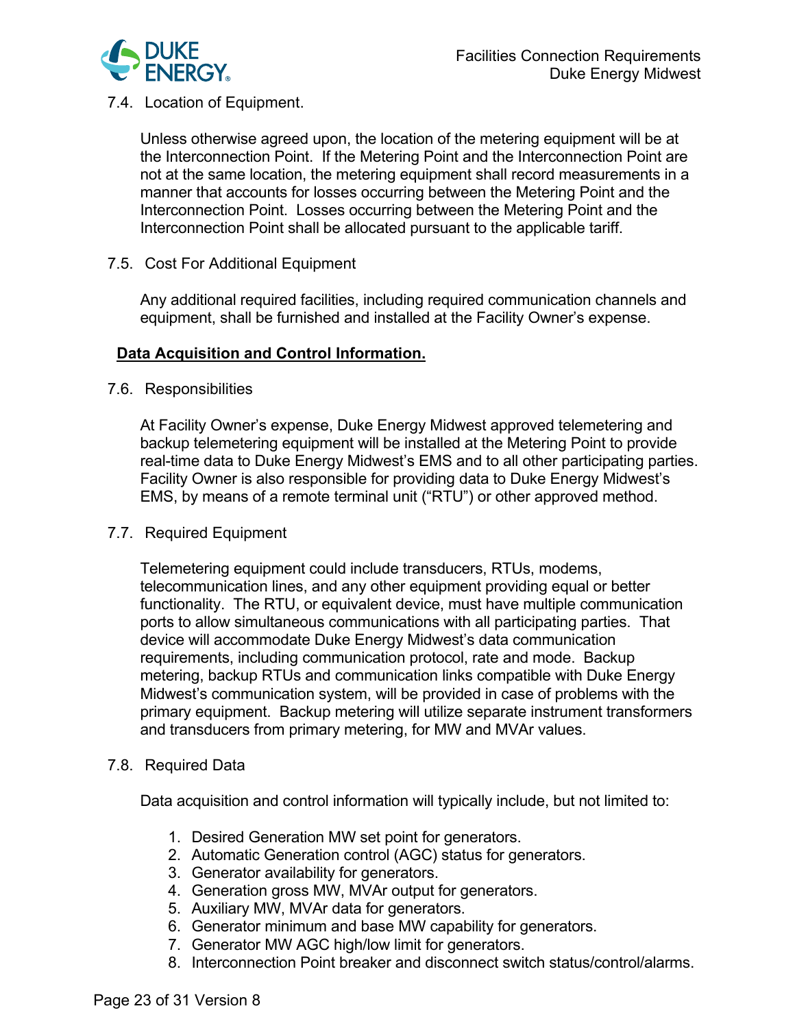7.4. Location of Equipment.

Unless otherwise agreed upon, the location of the metering equipment will be at the Interconnection Point. If the Metering Point and the Interconnection Point are not at the same location, the metering equipment shall record measurements in a manner that accounts for losses occurring between the Metering Point and the Interconnection Point. Losses occurring between the Metering Point and the Interconnection Point shall be allocated pursuant to the applicable tariff.

7.5. Cost For Additional Equipment

Any additional required facilities, including required communication channels and equipment, shall be furnished and installed at the Facility Owner's expense.

**Data Acquisition and Control Information.**

7.6. Responsibilities

At Facility Owner's expense, Duke Energy Midwest approved telemetering and backup telemetering equipment will be installed at the Metering Point to provide real-time data to Duke Energy Midwest's EMS and to all other participating parties. Facility Owner is also responsible for providing data to Duke Energy Midwest's EMS, by means of a remote terminal unit ("RTU") or other approved method.

7.7. Required Equipment

Telemetering equipment could include transducers, RTUs, modems, telecommunication lines, and any other equipment providing equal or better functionality. The RTU, or equivalent device, must have multiple communication ports to allow simultaneous communications with all participating parties. That device will accommodate Duke Energy Midwest's data communication requirements, including communication protocol, rate and mode. Backup metering, backup RTUs and communication links compatible with Duke Energy Midwest's communication system, will be provided in case of problems with the primary equipment. Backup metering will utilize separate instrument transformers and transducers from primary metering, for MW and MVAr values.

7.8. Required Data

Data acquisition and control information will typically include, but not limited to:

1. Desired Generation MW set point for generators.
2. Automatic Generation control (AGC) status for generators.
3. Generator availability for generators.
4. Generation gross MW, MVAr output for generators.
5. Auxiliary MW, MVAr data for generators.
6. Generator minimum and base MW capability for generators.
7. Generator MW AGC high/low limit for generators.
8. Interconnection Point breaker and disconnect switch status/control/alarms.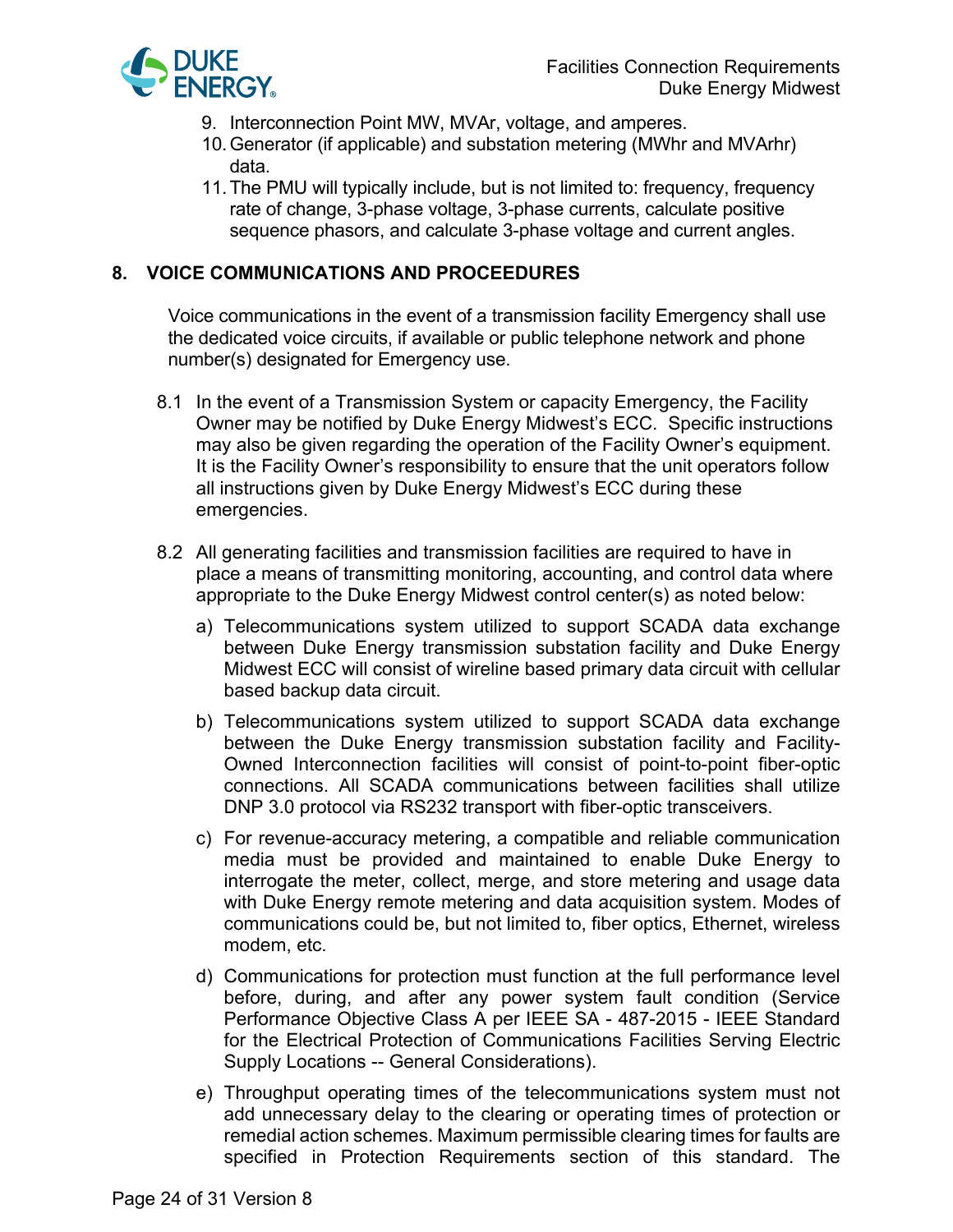9. Interconnection Point MW, MVAr, voltage, and amperes.
10. Generator (if applicable) and substation metering (MWhr and MVArhr) data.
11. The PMU will typically include, but is not limited to: frequency, frequency rate of change, 3-phase voltage, 3-phase currents, calculate positive sequence phasors, and calculate 3-phase voltage and current angles.

## 8. VOICE COMMUNICATIONS AND PROCEEDURES

Voice communications in the event of a transmission facility Emergency shall use the dedicated voice circuits, if available or public telephone network and phone number(s) designated for Emergency use.

8.1 In the event of a Transmission System or capacity Emergency, the Facility Owner may be notified by Duke Energy Midwest's ECC. Specific instructions may also be given regarding the operation of the Facility Owner's equipment. It is the Facility Owner's responsibility to ensure that the unit operators follow all instructions given by Duke Energy Midwest's ECC during these emergencies.

8.2 All generating facilities and transmission facilities are required to have in place a means of transmitting monitoring, accounting, and control data where appropriate to the Duke Energy Midwest control center(s) as noted below:

a) Telecommunications system utilized to support SCADA data exchange between Duke Energy transmission substation facility and Duke Energy Midwest ECC will consist of wireline based primary data circuit with cellular based backup data circuit.

b) Telecommunications system utilized to support SCADA data exchange between the Duke Energy transmission substation facility and Facility-Owned Interconnection facilities will consist of point-to-point fiber-optic connections. All SCADA communications between facilities shall utilize DNP 3.0 protocol via RS232 transport with fiber-optic transceivers.

c) For revenue-accuracy metering, a compatible and reliable communication media must be provided and maintained to enable Duke Energy to interrogate the meter, collect, merge, and store metering and usage data with Duke Energy remote metering and data acquisition system. Modes of communications could be, but not limited to, fiber optics, Ethernet, wireless modem, etc.

d) Communications for protection must function at the full performance level before, during, and after any power system fault condition (Service Performance Objective Class A per IEEE SA - 487-2015 - IEEE Standard for the Electrical Protection of Communications Facilities Serving Electric Supply Locations -- General Considerations).

e) Throughput operating times of the telecommunications system must not add unnecessary delay to the clearing or operating times of protection or remedial action schemes. Maximum permissible clearing times for faults are specified in Protection Requirements section of this standard. The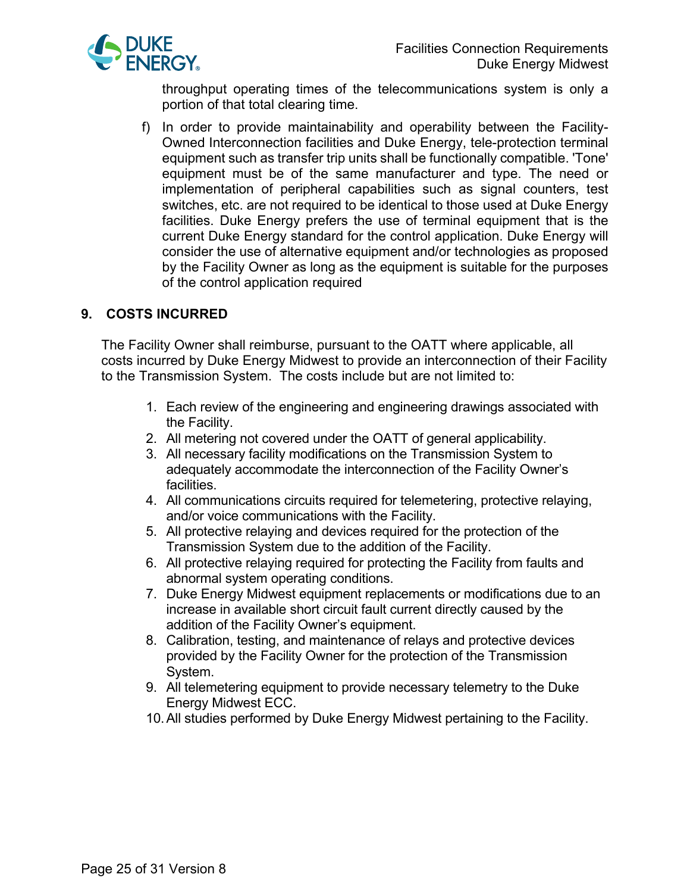throughput operating times of the telecommunications system is only a portion of that total clearing time.

f) In order to provide maintainability and operability between the Facility-Owned Interconnection facilities and Duke Energy, tele-protection terminal equipment such as transfer trip units shall be functionally compatible. 'Tone' equipment must be of the same manufacturer and type. The need or implementation of peripheral capabilities such as signal counters, test switches, etc. are not required to be identical to those used at Duke Energy facilities. Duke Energy prefers the use of terminal equipment that is the current Duke Energy standard for the control application. Duke Energy will consider the use of alternative equipment and/or technologies as proposed by the Facility Owner as long as the equipment is suitable for the purposes of the control application required

## 9. COSTS INCURRED

The Facility Owner shall reimburse, pursuant to the OATT where applicable, all costs incurred by Duke Energy Midwest to provide an interconnection of their Facility to the Transmission System. The costs include but are not limited to:

1. Each review of the engineering and engineering drawings associated with the Facility.
2. All metering not covered under the OATT of general applicability.
3. All necessary facility modifications on the Transmission System to adequately accommodate the interconnection of the Facility Owner's facilities.
4. All communications circuits required for telemetering, protective relaying, and/or voice communications with the Facility.
5. All protective relaying and devices required for the protection of the Transmission System due to the addition of the Facility.
6. All protective relaying required for protecting the Facility from faults and abnormal system operating conditions.
7. Duke Energy Midwest equipment replacements or modifications due to an increase in available short circuit fault current directly caused by the addition of the Facility Owner's equipment.
8. Calibration, testing, and maintenance of relays and protective devices provided by the Facility Owner for the protection of the Transmission System.
9. All telemetering equipment to provide necessary telemetry to the Duke Energy Midwest ECC.
10. All studies performed by Duke Energy Midwest pertaining to the Facility.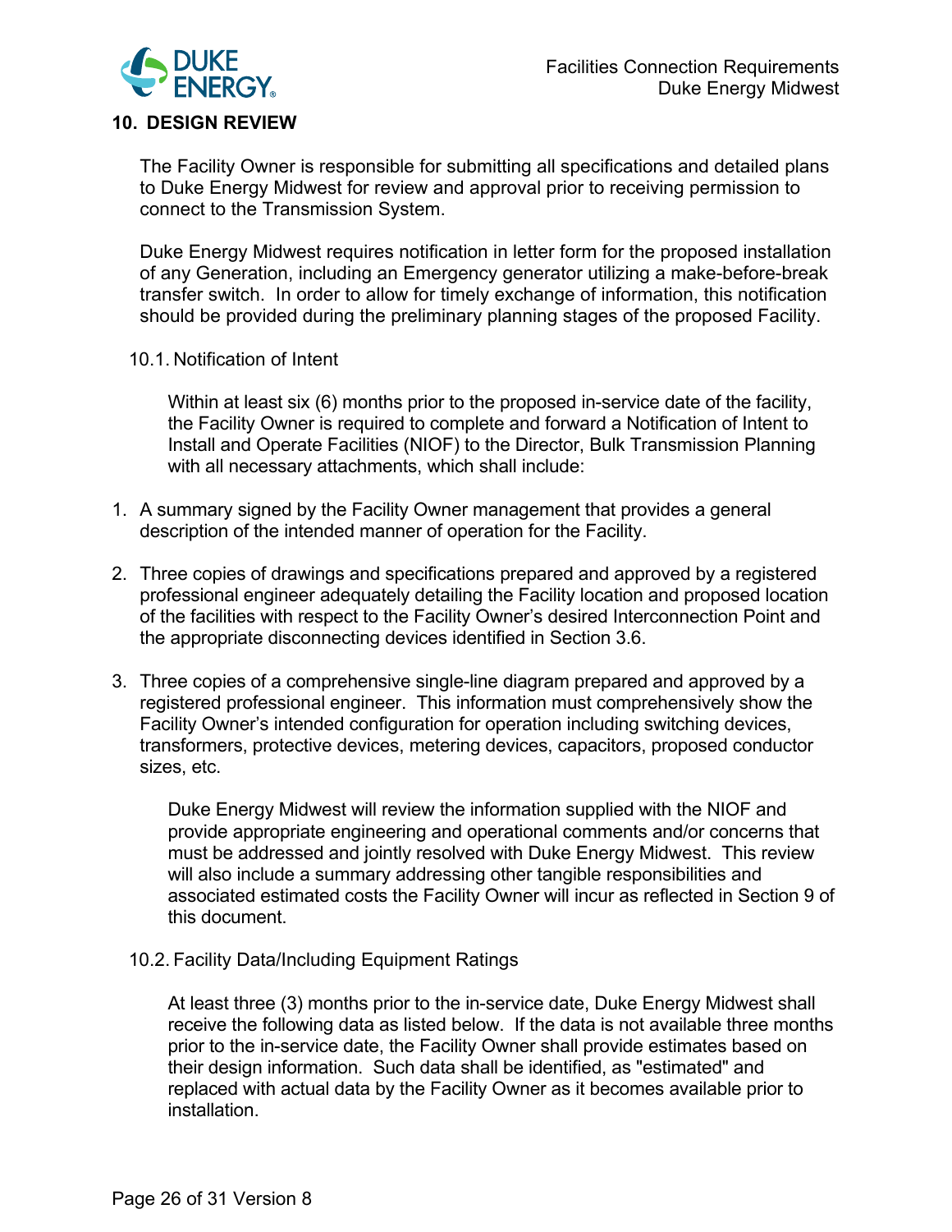## 10. DESIGN REVIEW

The Facility Owner is responsible for submitting all specifications and detailed plans to Duke Energy Midwest for review and approval prior to receiving permission to connect to the Transmission System.

Duke Energy Midwest requires notification in letter form for the proposed installation of any Generation, including an Emergency generator utilizing a make-before-break transfer switch. In order to allow for timely exchange of information, this notification should be provided during the preliminary planning stages of the proposed Facility.

### 10.1. Notification of Intent

Within at least six (6) months prior to the proposed in-service date of the facility, the Facility Owner is required to complete and forward a Notification of Intent to Install and Operate Facilities (NIOF) to the Director, Bulk Transmission Planning with all necessary attachments, which shall include:

1. A summary signed by the Facility Owner management that provides a general description of the intended manner of operation for the Facility.
2. Three copies of drawings and specifications prepared and approved by a registered professional engineer adequately detailing the Facility location and proposed location of the facilities with respect to the Facility Owner's desired Interconnection Point and the appropriate disconnecting devices identified in Section 3.6.
3. Three copies of a comprehensive single-line diagram prepared and approved by a registered professional engineer. This information must comprehensively show the Facility Owner's intended configuration for operation including switching devices, transformers, protective devices, metering devices, capacitors, proposed conductor sizes, etc.

Duke Energy Midwest will review the information supplied with the NIOF and provide appropriate engineering and operational comments and/or concerns that must be addressed and jointly resolved with Duke Energy Midwest. This review will also include a summary addressing other tangible responsibilities and associated estimated costs the Facility Owner will incur as reflected in Section 9 of this document.

### 10.2. Facility Data/Including Equipment Ratings

At least three (3) months prior to the in-service date, Duke Energy Midwest shall receive the following data as listed below. If the data is not available three months prior to the in-service date, the Facility Owner shall provide estimates based on their design information. Such data shall be identified, as "estimated" and replaced with actual data by the Facility Owner as it becomes available prior to installation.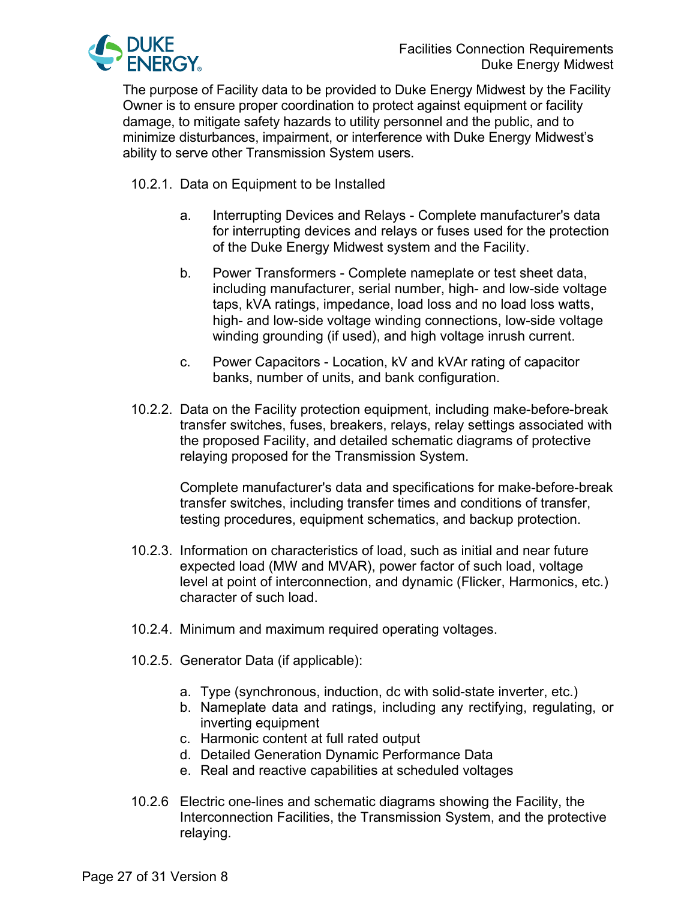The purpose of Facility data to be provided to Duke Energy Midwest by the Facility Owner is to ensure proper coordination to protect against equipment or facility damage, to mitigate safety hazards to utility personnel and the public, and to minimize disturbances, impairment, or interference with Duke Energy Midwest's ability to serve other Transmission System users.

10.2.1. Data on Equipment to be Installed

a. Interrupting Devices and Relays - Complete manufacturer's data for interrupting devices and relays or fuses used for the protection of the Duke Energy Midwest system and the Facility.

b. Power Transformers - Complete nameplate or test sheet data, including manufacturer, serial number, high- and low-side voltage taps, kVA ratings, impedance, load loss and no load loss watts, high- and low-side voltage winding connections, low-side voltage winding grounding (if used), and high voltage inrush current.

c. Power Capacitors - Location, kV and kVAr rating of capacitor banks, number of units, and bank configuration.

10.2.2. Data on the Facility protection equipment, including make-before-break transfer switches, fuses, breakers, relays, relay settings associated with the proposed Facility, and detailed schematic diagrams of protective relaying proposed for the Transmission System.

Complete manufacturer's data and specifications for make-before-break transfer switches, including transfer times and conditions of transfer, testing procedures, equipment schematics, and backup protection.

10.2.3. Information on characteristics of load, such as initial and near future expected load (MW and MVAR), power factor of such load, voltage level at point of interconnection, and dynamic (Flicker, Harmonics, etc.) character of such load.

10.2.4. Minimum and maximum required operating voltages.

10.2.5. Generator Data (if applicable):

a. Type (synchronous, induction, dc with solid-state inverter, etc.)
b. Nameplate data and ratings, including any rectifying, regulating, or inverting equipment
c. Harmonic content at full rated output
d. Detailed Generation Dynamic Performance Data
e. Real and reactive capabilities at scheduled voltages

10.2.6 Electric one-lines and schematic diagrams showing the Facility, the Interconnection Facilities, the Transmission System, and the protective relaying.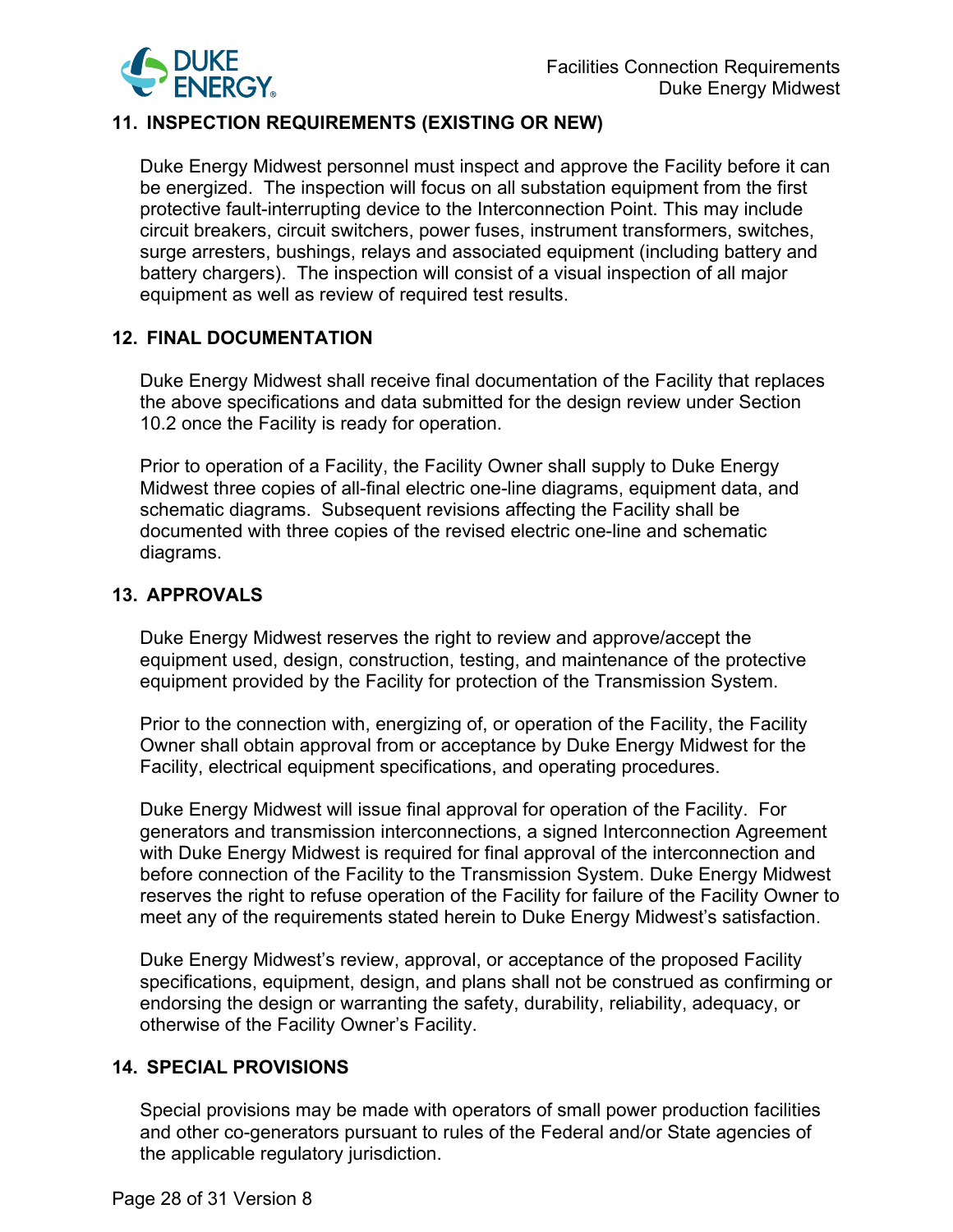## 11. INSPECTION REQUIREMENTS (EXISTING OR NEW)

Duke Energy Midwest personnel must inspect and approve the Facility before it can be energized. The inspection will focus on all substation equipment from the first protective fault-interrupting device to the Interconnection Point. This may include circuit breakers, circuit switchers, power fuses, instrument transformers, switches, surge arresters, bushings, relays and associated equipment (including battery and battery chargers). The inspection will consist of a visual inspection of all major equipment as well as review of required test results.

## 12. FINAL DOCUMENTATION

Duke Energy Midwest shall receive final documentation of the Facility that replaces the above specifications and data submitted for the design review under Section 10.2 once the Facility is ready for operation.

Prior to operation of a Facility, the Facility Owner shall supply to Duke Energy Midwest three copies of all-final electric one-line diagrams, equipment data, and schematic diagrams. Subsequent revisions affecting the Facility shall be documented with three copies of the revised electric one-line and schematic diagrams.

## 13. APPROVALS

Duke Energy Midwest reserves the right to review and approve/accept the equipment used, design, construction, testing, and maintenance of the protective equipment provided by the Facility for protection of the Transmission System.

Prior to the connection with, energizing of, or operation of the Facility, the Facility Owner shall obtain approval from or acceptance by Duke Energy Midwest for the Facility, electrical equipment specifications, and operating procedures.

Duke Energy Midwest will issue final approval for operation of the Facility. For generators and transmission interconnections, a signed Interconnection Agreement with Duke Energy Midwest is required for final approval of the interconnection and before connection of the Facility to the Transmission System. Duke Energy Midwest reserves the right to refuse operation of the Facility for failure of the Facility Owner to meet any of the requirements stated herein to Duke Energy Midwest's satisfaction.

Duke Energy Midwest's review, approval, or acceptance of the proposed Facility specifications, equipment, design, and plans shall not be construed as confirming or endorsing the design or warranting the safety, durability, reliability, adequacy, or otherwise of the Facility Owner's Facility.

## 14. SPECIAL PROVISIONS

Special provisions may be made with operators of small power production facilities and other co-generators pursuant to rules of the Federal and/or State agencies of the applicable regulatory jurisdiction.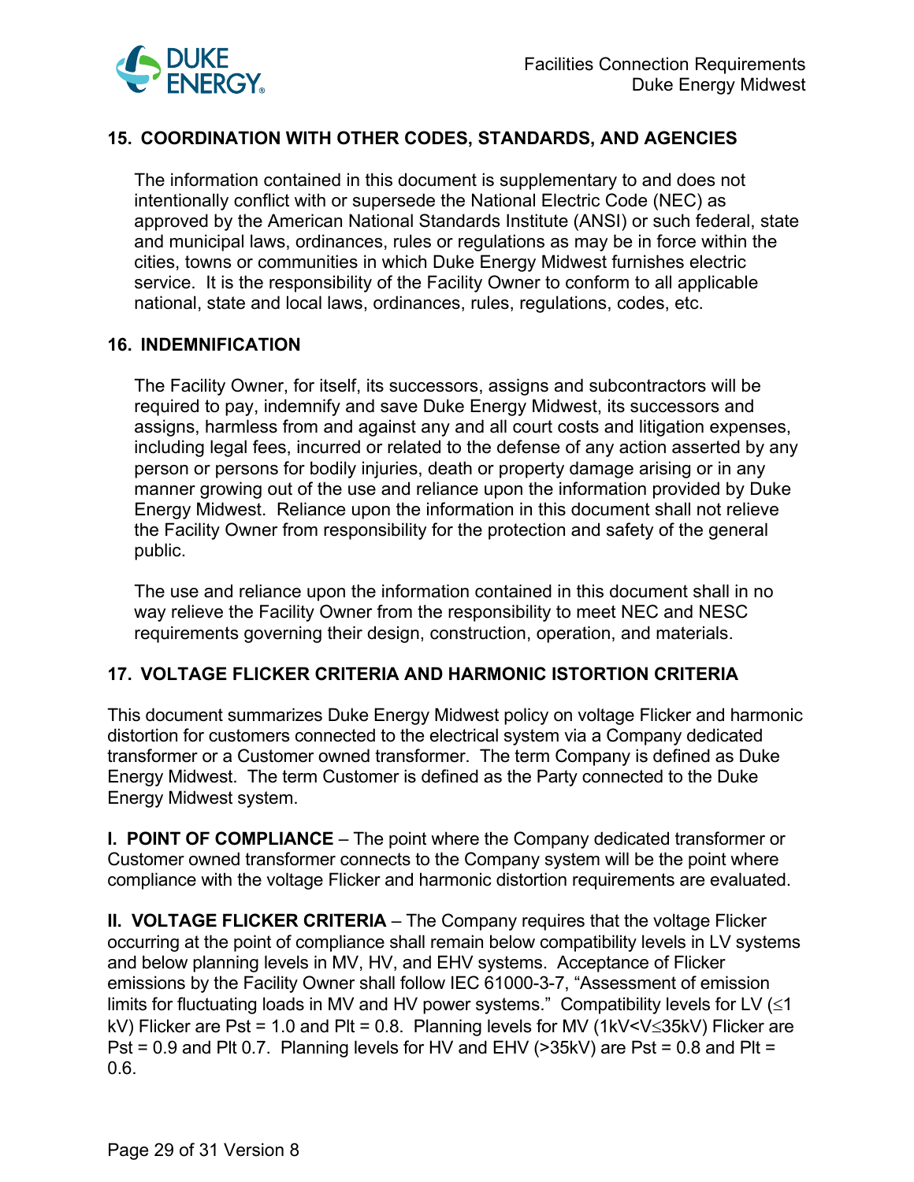## 15. COORDINATION WITH OTHER CODES, STANDARDS, AND AGENCIES

The information contained in this document is supplementary to and does not intentionally conflict with or supersede the National Electric Code (NEC) as approved by the American National Standards Institute (ANSI) or such federal, state and municipal laws, ordinances, rules or regulations as may be in force within the cities, towns or communities in which Duke Energy Midwest furnishes electric service. It is the responsibility of the Facility Owner to conform to all applicable national, state and local laws, ordinances, rules, regulations, codes, etc.

## 16. INDEMNIFICATION

The Facility Owner, for itself, its successors, assigns and subcontractors will be required to pay, indemnify and save Duke Energy Midwest, its successors and assigns, harmless from and against any and all court costs and litigation expenses, including legal fees, incurred or related to the defense of any action asserted by any person or persons for bodily injuries, death or property damage arising or in any manner growing out of the use and reliance upon the information provided by Duke Energy Midwest. Reliance upon the information in this document shall not relieve the Facility Owner from responsibility for the protection and safety of the general public.

The use and reliance upon the information contained in this document shall in no way relieve the Facility Owner from the responsibility to meet NEC and NESC requirements governing their design, construction, operation, and materials.

## 17. VOLTAGE FLICKER CRITERIA AND HARMONIC ISTORTION CRITERIA

This document summarizes Duke Energy Midwest policy on voltage Flicker and harmonic distortion for customers connected to the electrical system via a Company dedicated transformer or a Customer owned transformer. The term Company is defined as Duke Energy Midwest. The term Customer is defined as the Party connected to the Duke Energy Midwest system.

**I. POINT OF COMPLIANCE** – The point where the Company dedicated transformer or Customer owned transformer connects to the Company system will be the point where compliance with the voltage Flicker and harmonic distortion requirements are evaluated.

**II. VOLTAGE FLICKER CRITERIA** – The Company requires that the voltage Flicker occurring at the point of compliance shall remain below compatibility levels in LV systems and below planning levels in MV, HV, and EHV systems. Acceptance of Flicker emissions by the Facility Owner shall follow IEC 61000-3-7, "Assessment of emission limits for fluctuating loads in MV and HV power systems." Compatibility levels for LV ($\leq$1 kV) Flicker are Pst = 1.0 and Plt = 0.8. Planning levels for MV (1kV<V$\leq$35kV) Flicker are Pst = 0.9 and Plt 0.7. Planning levels for HV and EHV (>35kV) are Pst = 0.8 and Plt = 0.6.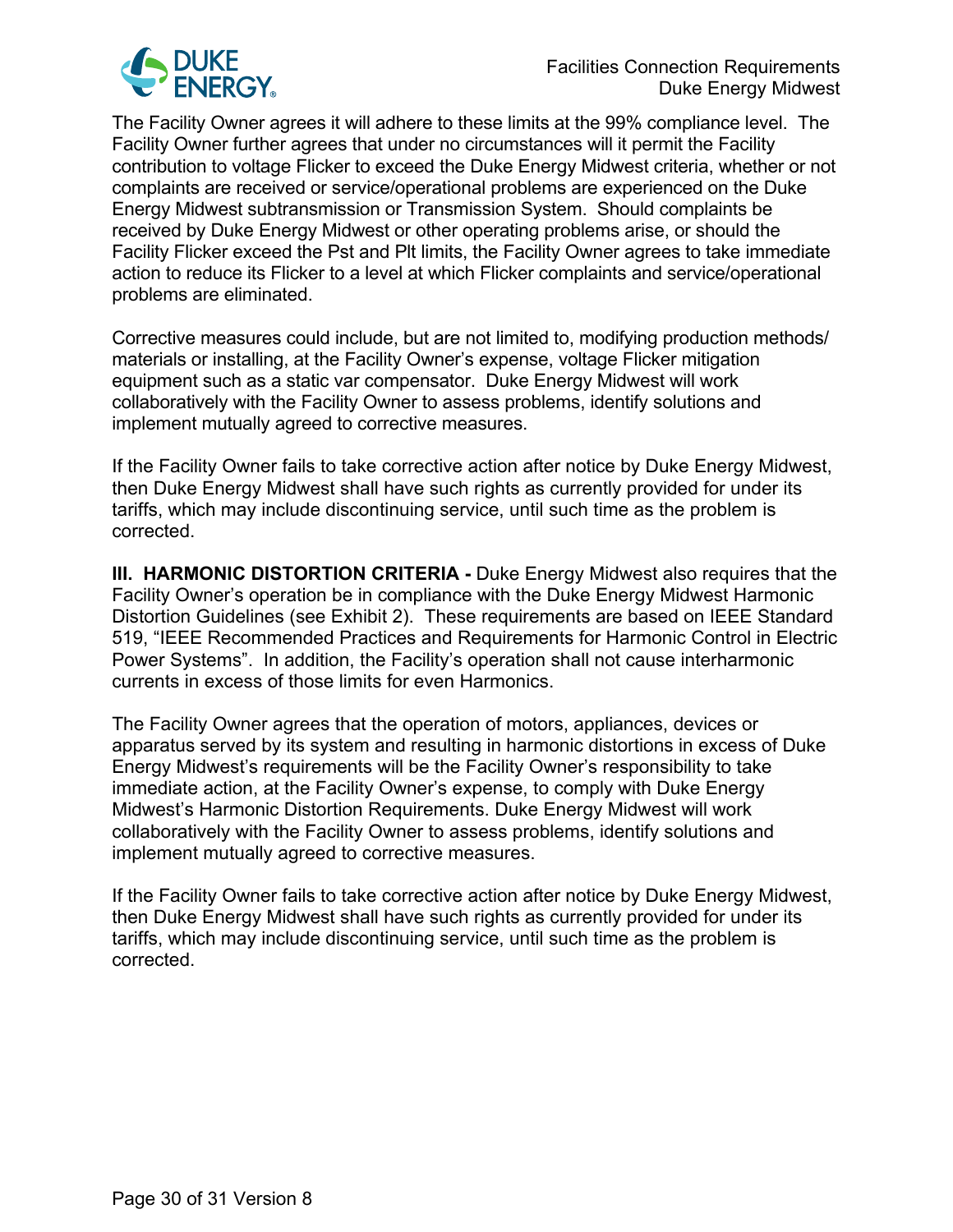The Facility Owner agrees it will adhere to these limits at the 99% compliance level. The Facility Owner further agrees that under no circumstances will it permit the Facility contribution to voltage Flicker to exceed the Duke Energy Midwest criteria, whether or not complaints are received or service/operational problems are experienced on the Duke Energy Midwest subtransmission or Transmission System. Should complaints be received by Duke Energy Midwest or other operating problems arise, or should the Facility Flicker exceed the Pst and Plt limits, the Facility Owner agrees to take immediate action to reduce its Flicker to a level at which Flicker complaints and service/operational problems are eliminated.

Corrective measures could include, but are not limited to, modifying production methods/ materials or installing, at the Facility Owner's expense, voltage Flicker mitigation equipment such as a static var compensator. Duke Energy Midwest will work collaboratively with the Facility Owner to assess problems, identify solutions and implement mutually agreed to corrective measures.

If the Facility Owner fails to take corrective action after notice by Duke Energy Midwest, then Duke Energy Midwest shall have such rights as currently provided for under its tariffs, which may include discontinuing service, until such time as the problem is corrected.

**III. HARMONIC DISTORTION CRITERIA -** Duke Energy Midwest also requires that the Facility Owner's operation be in compliance with the Duke Energy Midwest Harmonic Distortion Guidelines (see Exhibit 2). These requirements are based on IEEE Standard 519, "IEEE Recommended Practices and Requirements for Harmonic Control in Electric Power Systems". In addition, the Facility's operation shall not cause interharmonic currents in excess of those limits for even Harmonics.

The Facility Owner agrees that the operation of motors, appliances, devices or apparatus served by its system and resulting in harmonic distortions in excess of Duke Energy Midwest's requirements will be the Facility Owner's responsibility to take immediate action, at the Facility Owner's expense, to comply with Duke Energy Midwest's Harmonic Distortion Requirements. Duke Energy Midwest will work collaboratively with the Facility Owner to assess problems, identify solutions and implement mutually agreed to corrective measures.

If the Facility Owner fails to take corrective action after notice by Duke Energy Midwest, then Duke Energy Midwest shall have such rights as currently provided for under its tariffs, which may include discontinuing service, until such time as the problem is corrected.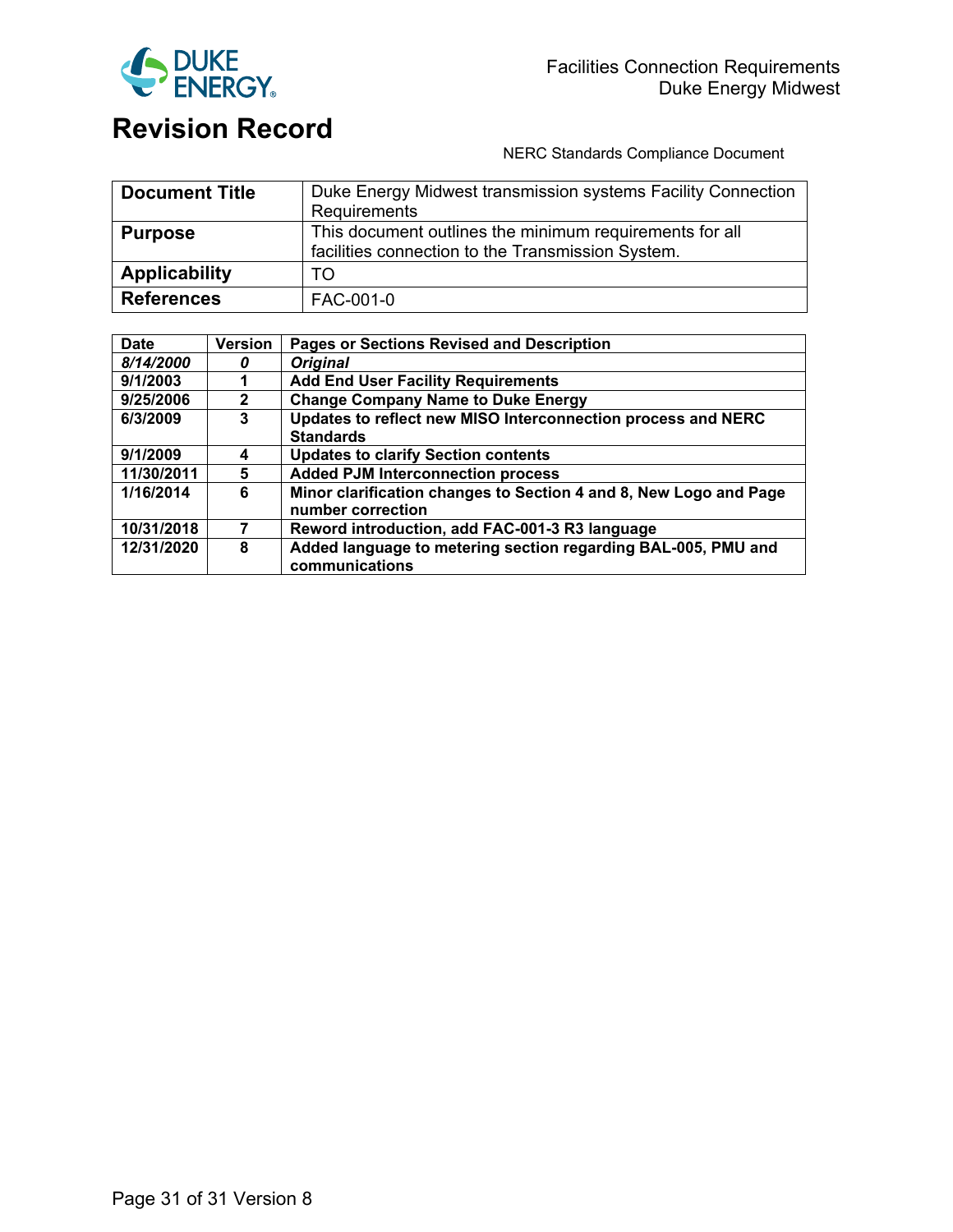# Revision Record

NERC Standards Compliance Document

| | |
|---|---|
| **Document Title** | Duke Energy Midwest transmission systems Facility Connection Requirements |
| **Purpose** | This document outlines the minimum requirements for all facilities connection to the Transmission System. |
| **Applicability** | TO |
| **References** | FAC-001-0 |

| Date | Version | Pages or Sections Revised and Description |
|---|---|---|
| ***8/14/2000*** | ***0*** | ***Original*** |
| **9/1/2003** | **1** | **Add End User Facility Requirements** |
| **9/25/2006** | **2** | **Change Company Name to Duke Energy** |
| **6/3/2009** | **3** | **Updates to reflect new MISO Interconnection process and NERC Standards** |
| **9/1/2009** | **4** | **Updates to clarify Section contents** |
| **11/30/2011** | **5** | **Added PJM Interconnection process** |
| **1/16/2014** | **6** | **Minor clarification changes to Section 4 and 8, New Logo and Page number correction** |
| **10/31/2018** | **7** | **Reword introduction, add FAC-001-3 R3 language** |
| **12/31/2020** | **8** | **Added language to metering section regarding BAL-005, PMU and communications** |